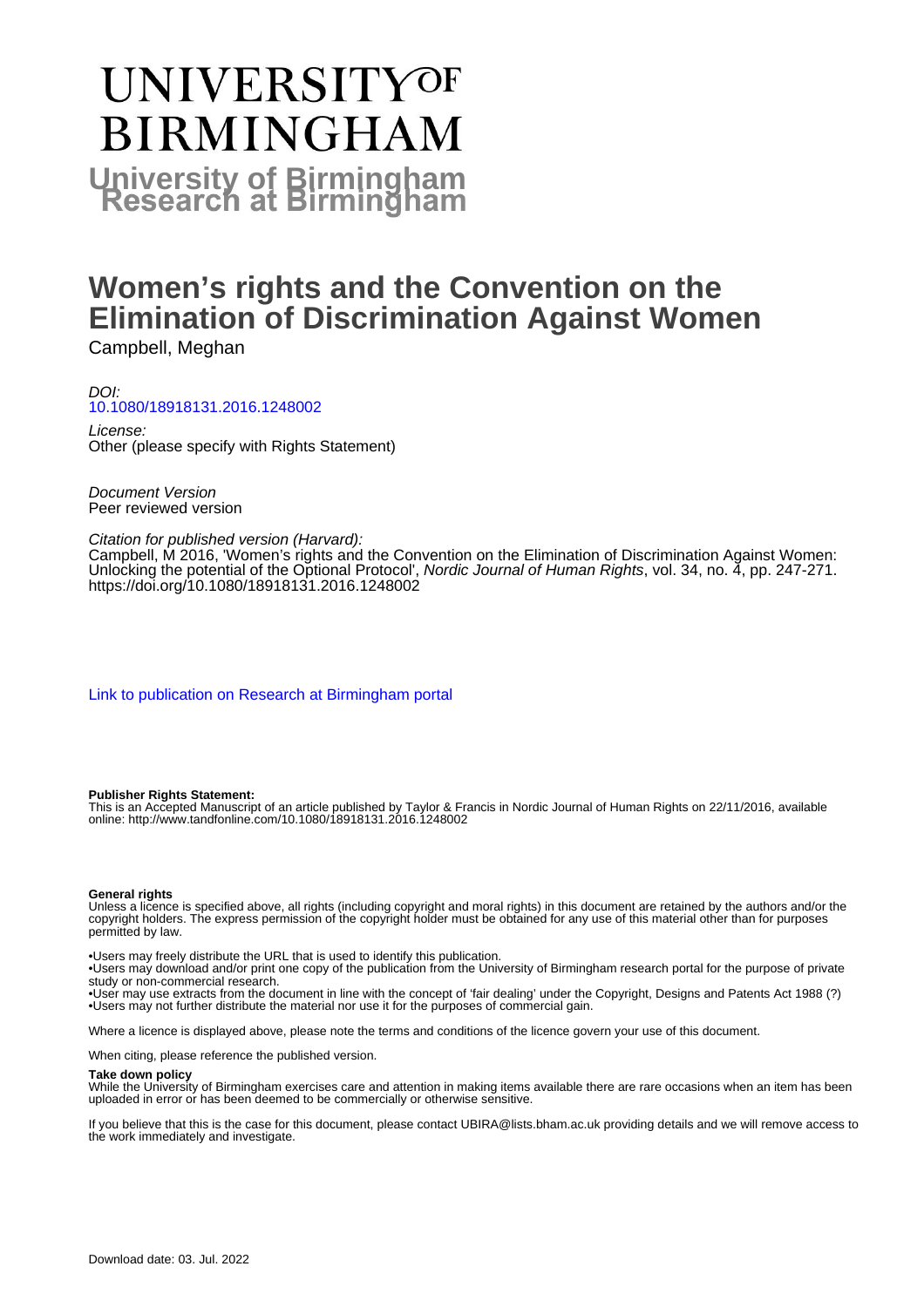# UNIVERSITY OF BIRMINGHAM

**University of Birmingham Research at Birmingham**

# Women's rights and the Convention on the Elimination of Discrimination Against Women

Campbell, Meghan

*DOI:*
10.1080/18918131.2016.1248002

*License:*
Other (please specify with Rights Statement)

*Document Version*
Peer reviewed version

*Citation for published version (Harvard):*
Campbell, M 2016, 'Women's rights and the Convention on the Elimination of Discrimination Against Women: Unlocking the potential of the Optional Protocol', *Nordic Journal of Human Rights*, vol. 34, no. 4, pp. 247-271. https://doi.org/10.1080/18918131.2016.1248002

Link to publication on Research at Birmingham portal

**Publisher Rights Statement:**
This is an Accepted Manuscript of an article published by Taylor & Francis in Nordic Journal of Human Rights on 22/11/2016, available online: http://www.tandfonline.com/10.1080/18918131.2016.1248002

**General rights**
Unless a licence is specified above, all rights (including copyright and moral rights) in this document are retained by the authors and/or the copyright holders. The express permission of the copyright holder must be obtained for any use of this material other than for purposes permitted by law.

•Users may freely distribute the URL that is used to identify this publication.
•Users may download and/or print one copy of the publication from the University of Birmingham research portal for the purpose of private study or non-commercial research.
•User may use extracts from the document in line with the concept of 'fair dealing' under the Copyright, Designs and Patents Act 1988 (?)
•Users may not further distribute the material nor use it for the purposes of commercial gain.

Where a licence is displayed above, please note the terms and conditions of the licence govern your use of this document.

When citing, please reference the published version.

**Take down policy**
While the University of Birmingham exercises care and attention in making items available there are rare occasions when an item has been uploaded in error or has been deemed to be commercially or otherwise sensitive.

If you believe that this is the case for this document, please contact UBIRA@lists.bham.ac.uk providing details and we will remove access to the work immediately and investigate.

Download date: 03. Jul. 2022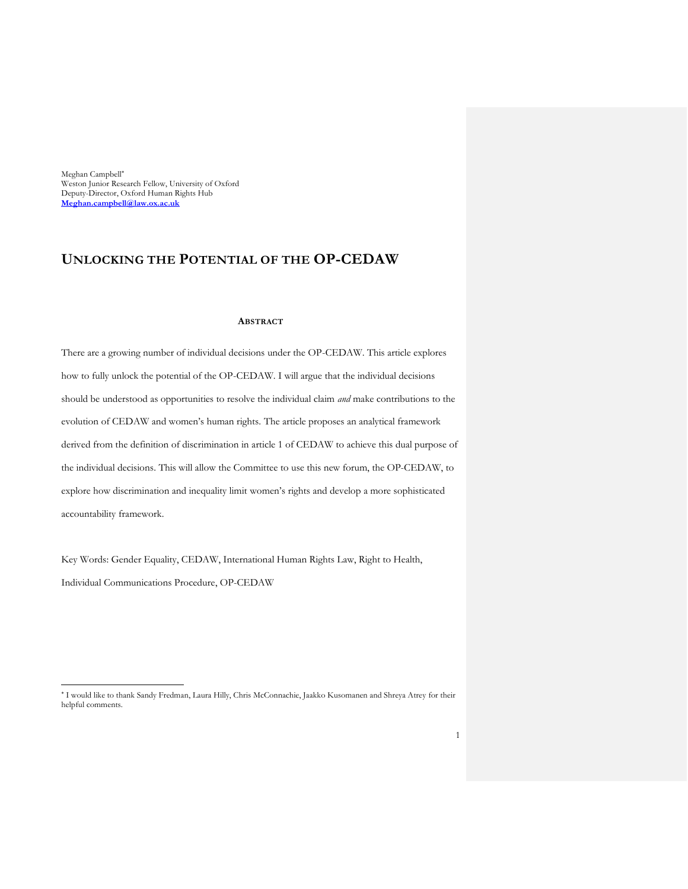Meghan Campbell[*]
Weston Junior Research Fellow, University of Oxford
Deputy-Director, Oxford Human Rights Hub
**Meghan.campbell@law.ox.ac.uk**

# UNLOCKING THE POTENTIAL OF THE OP-CEDAW

### ABSTRACT

There are a growing number of individual decisions under the OP-CEDAW. This article explores how to fully unlock the potential of the OP-CEDAW. I will argue that the individual decisions should be understood as opportunities to resolve the individual claim *and* make contributions to the evolution of CEDAW and women's human rights. The article proposes an analytical framework derived from the definition of discrimination in article 1 of CEDAW to achieve this dual purpose of the individual decisions. This will allow the Committee to use this new forum, the OP-CEDAW, to explore how discrimination and inequality limit women's rights and develop a more sophisticated accountability framework.

Key Words: Gender Equality, CEDAW, International Human Rights Law, Right to Health, Individual Communications Procedure, OP-CEDAW

[*] I would like to thank Sandy Fredman, Laura Hilly, Chris McConnachie, Jaakko Kusomanen and Shreya Atrey for their helpful comments.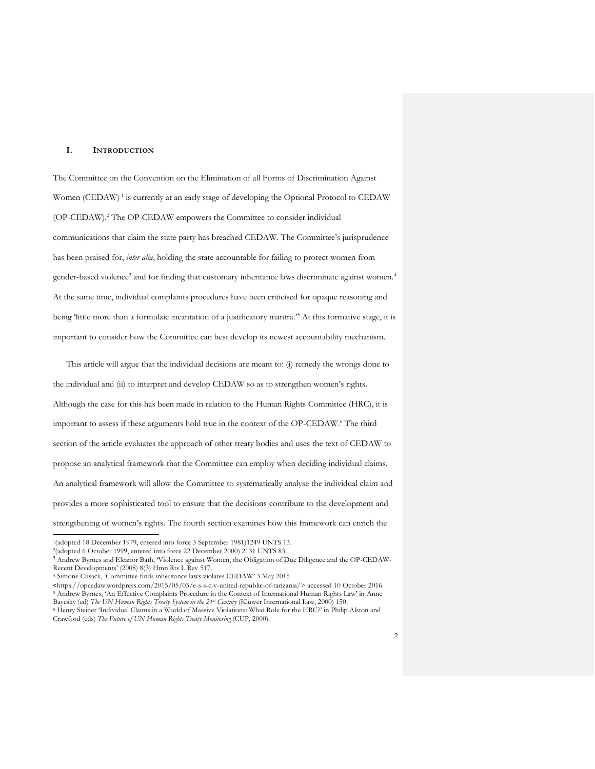## I. INTRODUCTION

The Committee on the Convention on the Elimination of all Forms of Discrimination Against Women (CEDAW)[1] is currently at an early stage of developing the Optional Protocol to CEDAW (OP-CEDAW).[2] The OP-CEDAW empowers the Committee to consider individual communications that claim the state party has breached CEDAW. The Committee's jurisprudence has been praised for, *inter alia*, holding the state accountable for failing to protect women from gender-based violence[3] and for finding that customary inheritance laws discriminate against women.[4] At the same time, individual complaints procedures have been criticised for opaque reasoning and being 'little more than a formulaic incantation of a justificatory mantra.'[5] At this formative stage, it is important to consider how the Committee can best develop its newest accountability mechanism.

This article will argue that the individual decisions are meant to: (i) remedy the wrongs done to the individual and (ii) to interpret and develop CEDAW so as to strengthen women's rights. Although the case for this has been made in relation to the Human Rights Committee (HRC), it is important to assess if these arguments hold true in the context of the OP-CEDAW.[6] The third section of the article evaluates the approach of other treaty bodies and uses the text of CEDAW to propose an analytical framework that the Committee can employ when deciding individual claims. An analytical framework will allow the Committee to systematically analyse the individual claim and provides a more sophisticated tool to ensure that the decisions contribute to the development and strengthening of women's rights. The fourth section examines how this framework can enrich the

---

[1](adopted 18 December 1979, entered into force 3 September 1981)1249 UNTS 13.

[2](adopted 6 October 1999, entered into force 22 December 2000) 2131 UNTS 83.

[3] Andrew Byrnes and Eleanor Bath, 'Violence against Women, the Obligation of Due Diligence and the OP-CEDAW-Recent Developments' (2008) 8(3) Hmn Rts L Rev 517.

[4] Simone Cusack, 'Committee finds inheritance laws violates CEDAW' 3 May 2015 <https://opcedaw.wordpress.com/2015/05/03/e-s-s-c-v-united-republic-of-tanzania/> accessed 10 October 2016.

[5] Andrew Byrnes, 'An Effective Complaints Procedure in the Context of International Human Rights Law' in Anne Bayesky (ed) *The UN Human Rights Treaty System in the 21st Century* (Kluwer International Law, 2000) 150.

[6] Henry Steiner 'Individual Claims in a World of Massive Violations: What Role for the HRC?' in Philip Alston and Crawford (eds) *The Future of UN Human Rights Treaty Monitoring* (CUP, 2000).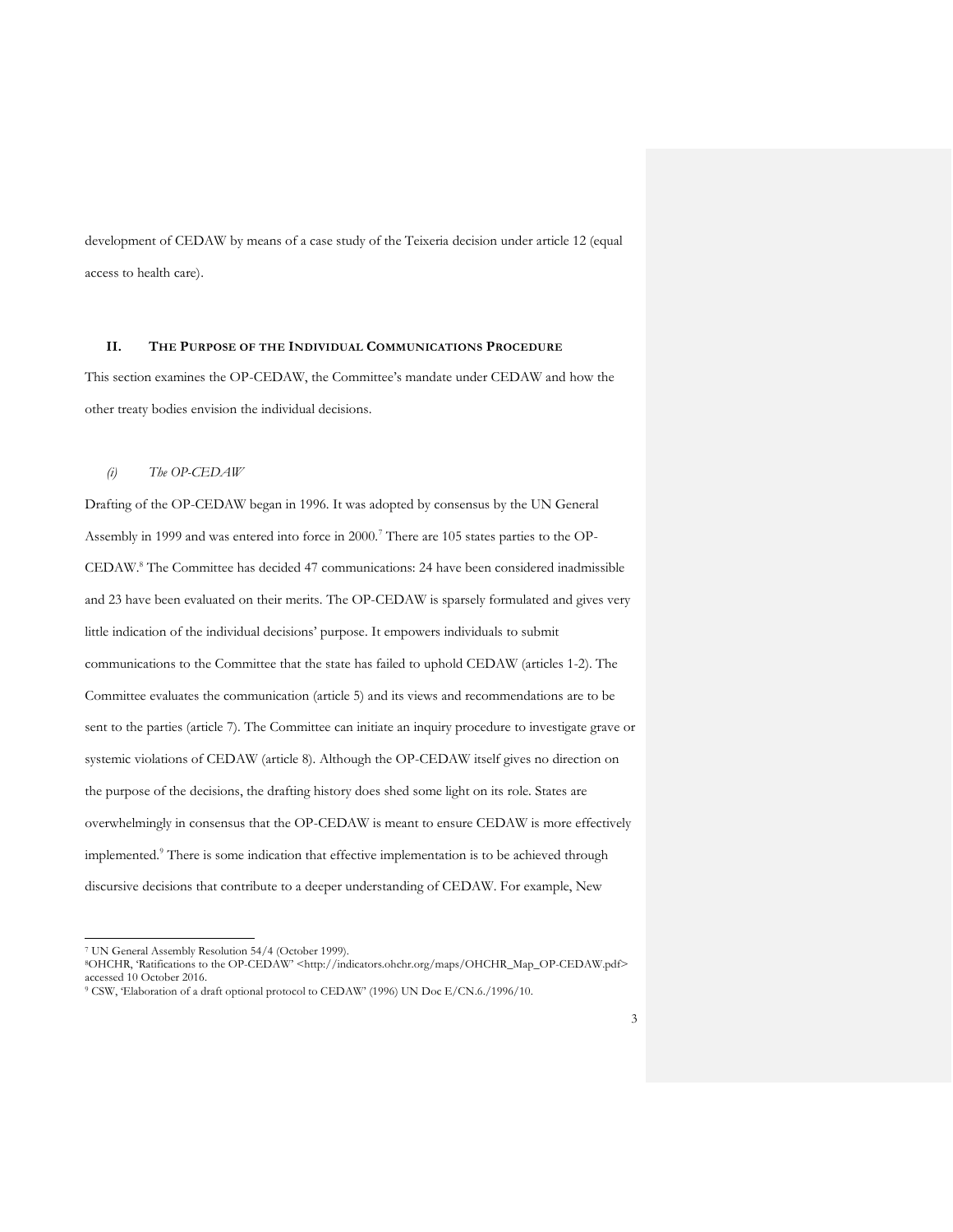development of CEDAW by means of a case study of the Teixeria decision under article 12 (equal access to health care).

## II. The Purpose of the Individual Communications Procedure

This section examines the OP-CEDAW, the Committee's mandate under CEDAW and how the other treaty bodies envision the individual decisions.

### *(i) The OP-CEDAW*

Drafting of the OP-CEDAW began in 1996. It was adopted by consensus by the UN General Assembly in 1999 and was entered into force in 2000.[7] There are 105 states parties to the OP-CEDAW.[8] The Committee has decided 47 communications: 24 have been considered inadmissible and 23 have been evaluated on their merits. The OP-CEDAW is sparsely formulated and gives very little indication of the individual decisions' purpose. It empowers individuals to submit communications to the Committee that the state has failed to uphold CEDAW (articles 1-2). The Committee evaluates the communication (article 5) and its views and recommendations are to be sent to the parties (article 7). The Committee can initiate an inquiry procedure to investigate grave or systemic violations of CEDAW (article 8). Although the OP-CEDAW itself gives no direction on the purpose of the decisions, the drafting history does shed some light on its role. States are overwhelmingly in consensus that the OP-CEDAW is meant to ensure CEDAW is more effectively implemented.[9] There is some indication that effective implementation is to be achieved through discursive decisions that contribute to a deeper understanding of CEDAW. For example, New

---

[7] UN General Assembly Resolution 54/4 (October 1999).

[8] OHCHR, 'Ratifications to the OP-CEDAW' <http://indicators.ohchr.org/maps/OHCHR_Map_OP-CEDAW.pdf> accessed 10 October 2016.

[9] CSW, 'Elaboration of a draft optional protocol to CEDAW' (1996) UN Doc E/CN.6./1996/10.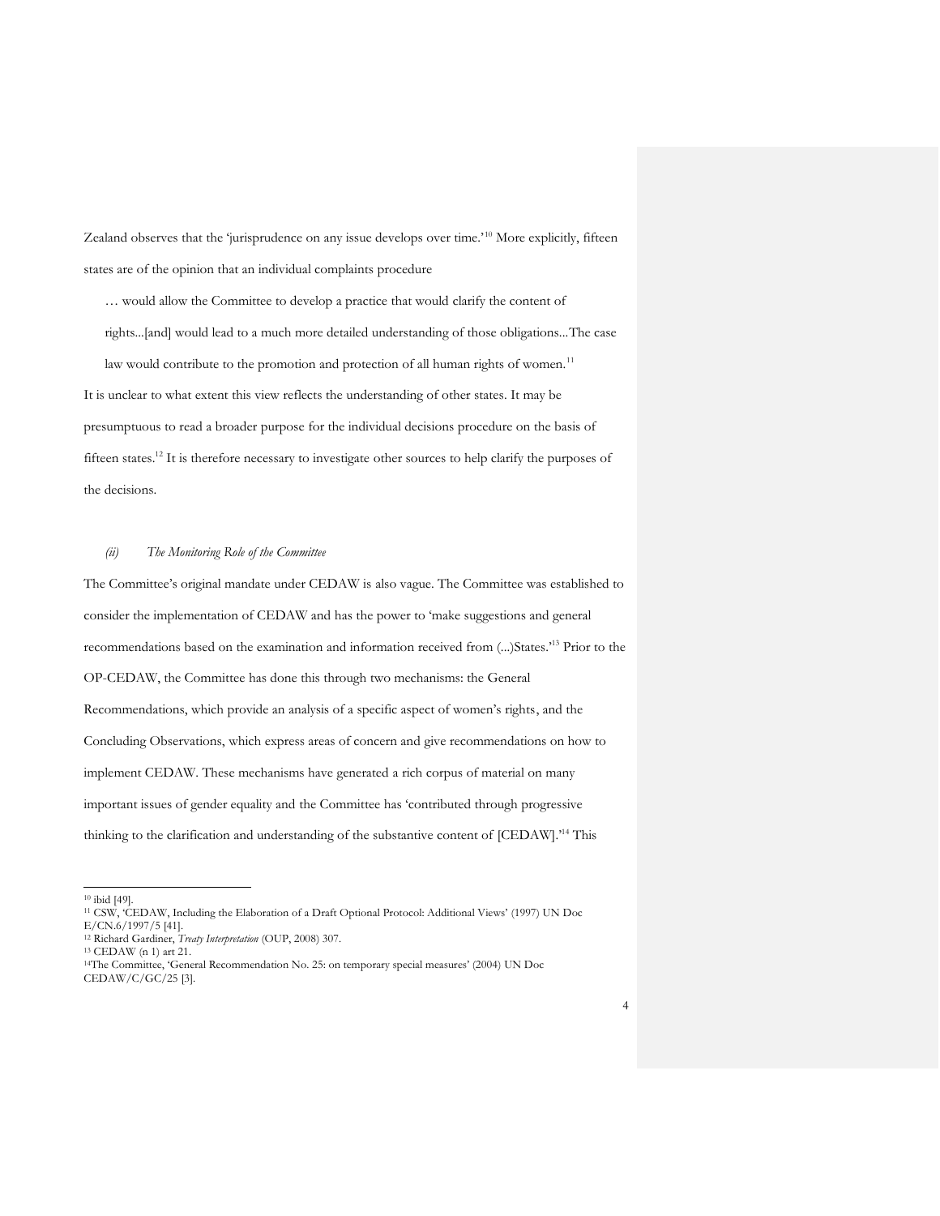Zealand observes that the 'jurisprudence on any issue develops over time.'[10] More explicitly, fifteen states are of the opinion that an individual complaints procedure

> … would allow the Committee to develop a practice that would clarify the content of rights...[and] would lead to a much more detailed understanding of those obligations...The case law would contribute to the promotion and protection of all human rights of women.[11]

It is unclear to what extent this view reflects the understanding of other states. It may be presumptuous to read a broader purpose for the individual decisions procedure on the basis of fifteen states.[12] It is therefore necessary to investigate other sources to help clarify the purposes of the decisions.

#### *(ii) The Monitoring Role of the Committee*

The Committee's original mandate under CEDAW is also vague. The Committee was established to consider the implementation of CEDAW and has the power to 'make suggestions and general recommendations based on the examination and information received from (...)States.'[13] Prior to the OP-CEDAW, the Committee has done this through two mechanisms: the General Recommendations, which provide an analysis of a specific aspect of women's rights, and the Concluding Observations, which express areas of concern and give recommendations on how to implement CEDAW. These mechanisms have generated a rich corpus of material on many important issues of gender equality and the Committee has 'contributed through progressive thinking to the clarification and understanding of the substantive content of [CEDAW].'[14] This

---

[10] ibid [49].

[11] CSW, 'CEDAW, Including the Elaboration of a Draft Optional Protocol: Additional Views' (1997) UN Doc E/CN.6/1997/5 [41].

[12] Richard Gardiner, *Treaty Interpretation* (OUP, 2008) 307.

[13] CEDAW (n 1) art 21.

[14] The Committee, 'General Recommendation No. 25: on temporary special measures' (2004) UN Doc CEDAW/C/GC/25 [3].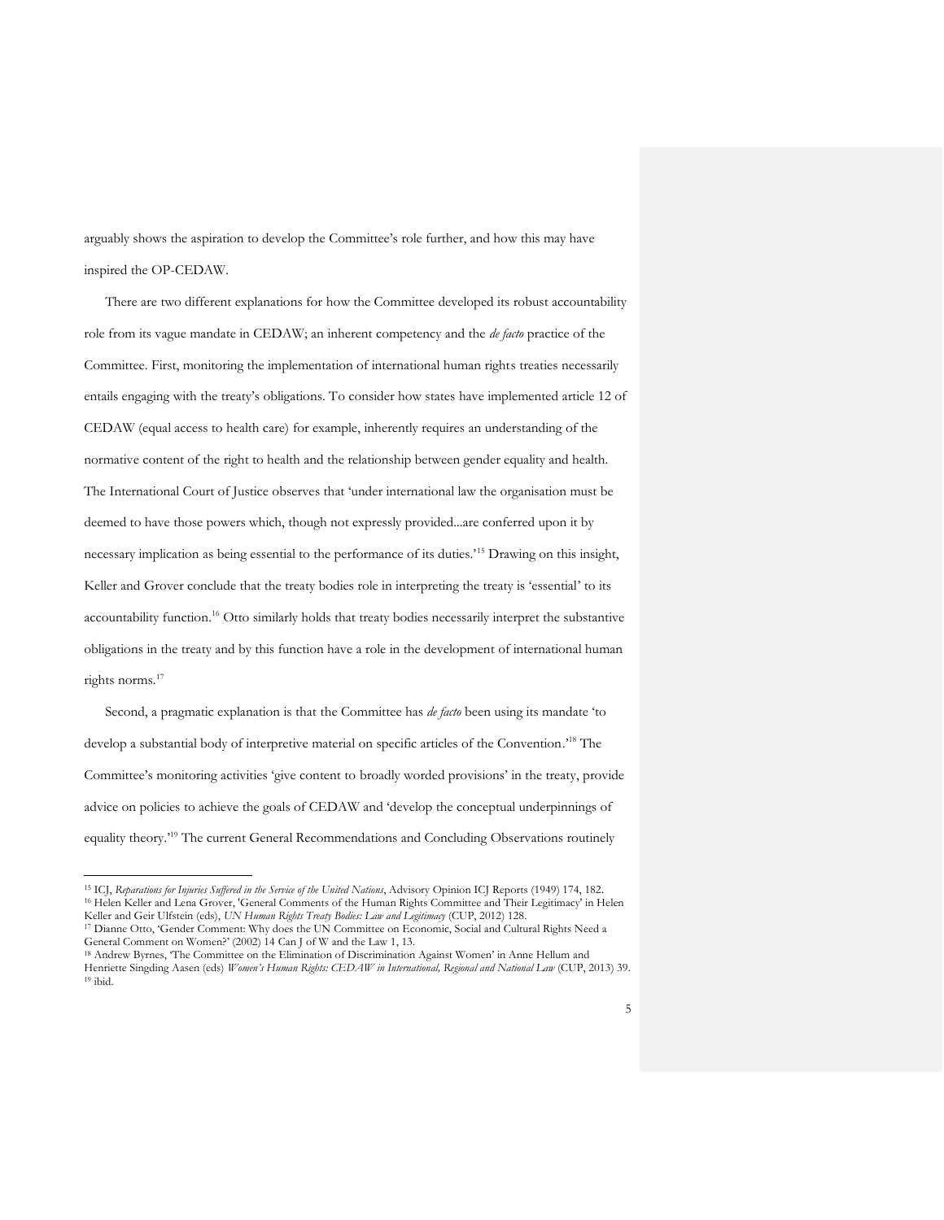arguably shows the aspiration to develop the Committee's role further, and how this may have inspired the OP-CEDAW.

There are two different explanations for how the Committee developed its robust accountability role from its vague mandate in CEDAW; an inherent competency and the *de facto* practice of the Committee. First, monitoring the implementation of international human rights treaties necessarily entails engaging with the treaty's obligations. To consider how states have implemented article 12 of CEDAW (equal access to health care) for example, inherently requires an understanding of the normative content of the right to health and the relationship between gender equality and health. The International Court of Justice observes that 'under international law the organisation must be deemed to have those powers which, though not expressly provided...are conferred upon it by necessary implication as being essential to the performance of its duties.'[15] Drawing on this insight, Keller and Grover conclude that the treaty bodies role in interpreting the treaty is 'essential' to its accountability function.[16] Otto similarly holds that treaty bodies necessarily interpret the substantive obligations in the treaty and by this function have a role in the development of international human rights norms.[17]

Second, a pragmatic explanation is that the Committee has *de facto* been using its mandate 'to develop a substantial body of interpretive material on specific articles of the Convention.'[18] The Committee's monitoring activities 'give content to broadly worded provisions' in the treaty, provide advice on policies to achieve the goals of CEDAW and 'develop the conceptual underpinnings of equality theory.'[19] The current General Recommendations and Concluding Observations routinely

---

[15] ICJ, *Reparations for Injuries Suffered in the Service of the United Nations*, Advisory Opinion ICJ Reports (1949) 174, 182.

[16] Helen Keller and Lena Grover, 'General Comments of the Human Rights Committee and Their Legitimacy' in Helen Keller and Geir Ulfstein (eds), *UN Human Rights Treaty Bodies: Law and Legitimacy* (CUP, 2012) 128.

[17] Dianne Otto, 'Gender Comment: Why does the UN Committee on Economic, Social and Cultural Rights Need a General Comment on Women?' (2002) 14 Can J of W and the Law 1, 13.

[18] Andrew Byrnes, 'The Committee on the Elimination of Discrimination Against Women' in Anne Hellum and Henriette Singding Aasen (eds) *Women's Human Rights: CEDAW in International, Regional and National Law* (CUP, 2013) 39.

[19] ibid.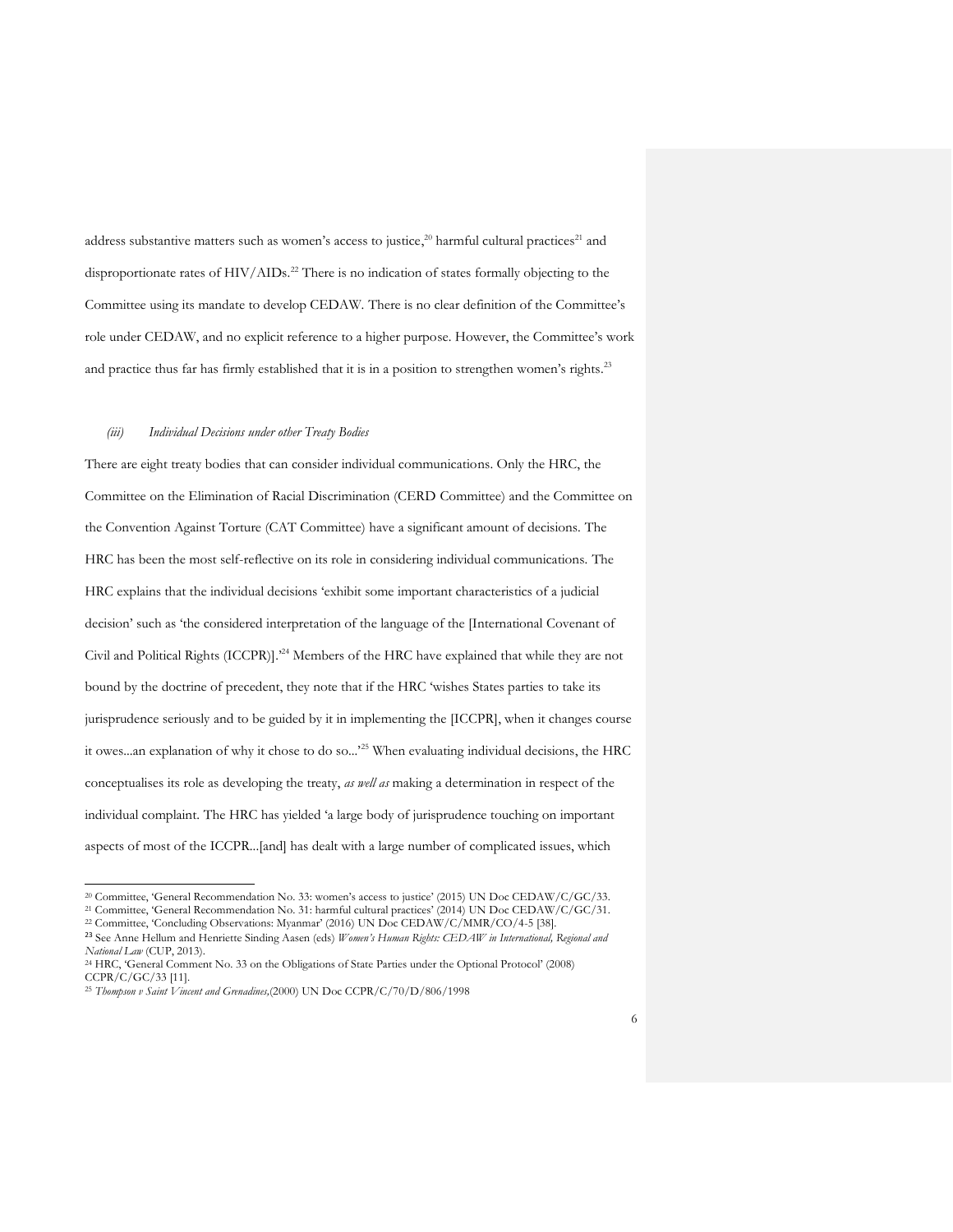address substantive matters such as women's access to justice,[20] harmful cultural practices[21] and disproportionate rates of HIV/AIDs.[22] There is no indication of states formally objecting to the Committee using its mandate to develop CEDAW. There is no clear definition of the Committee's role under CEDAW, and no explicit reference to a higher purpose. However, the Committee's work and practice thus far has firmly established that it is in a position to strengthen women's rights.[23]

### *(iii) Individual Decisions under other Treaty Bodies*

There are eight treaty bodies that can consider individual communications. Only the HRC, the Committee on the Elimination of Racial Discrimination (CERD Committee) and the Committee on the Convention Against Torture (CAT Committee) have a significant amount of decisions. The HRC has been the most self-reflective on its role in considering individual communications. The HRC explains that the individual decisions 'exhibit some important characteristics of a judicial decision' such as 'the considered interpretation of the language of the [International Covenant of Civil and Political Rights (ICCPR)].'[24] Members of the HRC have explained that while they are not bound by the doctrine of precedent, they note that if the HRC 'wishes States parties to take its jurisprudence seriously and to be guided by it in implementing the [ICCPR], when it changes course it owes...an explanation of why it chose to do so...'[25] When evaluating individual decisions, the HRC conceptualises its role as developing the treaty, *as well as* making a determination in respect of the individual complaint. The HRC has yielded 'a large body of jurisprudence touching on important aspects of most of the ICCPR...[and] has dealt with a large number of complicated issues, which

---

[20] Committee, 'General Recommendation No. 33: women's access to justice' (2015) UN Doc CEDAW/C/GC/33.

[21] Committee, 'General Recommendation No. 31: harmful cultural practices' (2014) UN Doc CEDAW/C/GC/31.

[22] Committee, 'Concluding Observations: Myanmar' (2016) UN Doc CEDAW/C/MMR/CO/4-5 [38].

[23] See Anne Hellum and Henriette Sinding Aasen (eds) *Women's Human Rights: CEDAW in International, Regional and National Law* (CUP, 2013).

[24] HRC, 'General Comment No. 33 on the Obligations of State Parties under the Optional Protocol' (2008) CCPR/C/GC/33 [11].

[25] *Thompson v Saint Vincent and Grenadines*,(2000) UN Doc CCPR/C/70/D/806/1998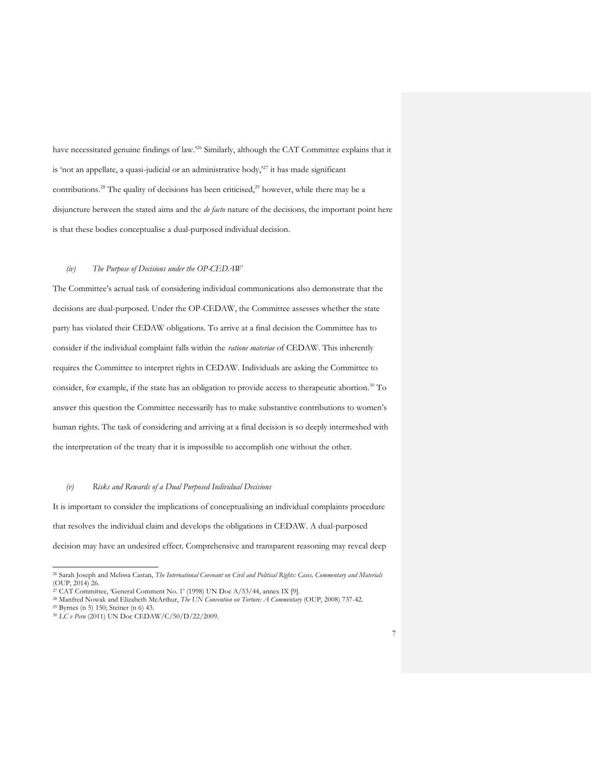have necessitated genuine findings of law.'[26] Similarly, although the CAT Committee explains that it is 'not an appellate, a quasi-judicial or an administrative body,'[27] it has made significant contributions.[28] The quality of decisions has been criticised,[29] however, while there may be a disjuncture between the stated aims and the *de facto* nature of the decisions, the important point here is that these bodies conceptualise a dual-purposed individual decision.

### *(iv) The Purpose of Decisions under the OP-CEDAW*

The Committee's actual task of considering individual communications also demonstrate that the decisions are dual-purposed. Under the OP-CEDAW, the Committee assesses whether the state party has violated their CEDAW obligations. To arrive at a final decision the Committee has to consider if the individual complaint falls within the *ratione materiae* of CEDAW. This inherently requires the Committee to interpret rights in CEDAW. Individuals are asking the Committee to consider, for example, if the state has an obligation to provide access to therapeutic abortion.[30] To answer this question the Committee necessarily has to make substantive contributions to women's human rights. The task of considering and arriving at a final decision is so deeply intermeshed with the interpretation of the treaty that it is impossible to accomplish one without the other.

### *(v) Risks and Rewards of a Dual Purposed Individual Decisions*

It is important to consider the implications of conceptualising an individual complaints procedure that resolves the individual claim and develops the obligations in CEDAW. A dual-purposed decision may have an undesired effect. Comprehensive and transparent reasoning may reveal deep

---

[26] Sarah Joseph and Melissa Castan, *The International Covenant on Civil and Political Rights: Cases, Commentary and Materials* (OUP, 2014) 26.

[27] CAT Committee, 'General Comment No. 1' (1998) UN Doc A/53/44, annex IX [9].

[28] Manfred Nowak and Elizabeth McArthur, *The UN Convention on Torture: A Commentary* (OUP, 2008) 737-42.

[29] Byrnes (n 5) 150; Steiner (n 6) 43.

[30] *LC v Peru* (2011) UN Doc CEDAW/C/50/D/22/2009.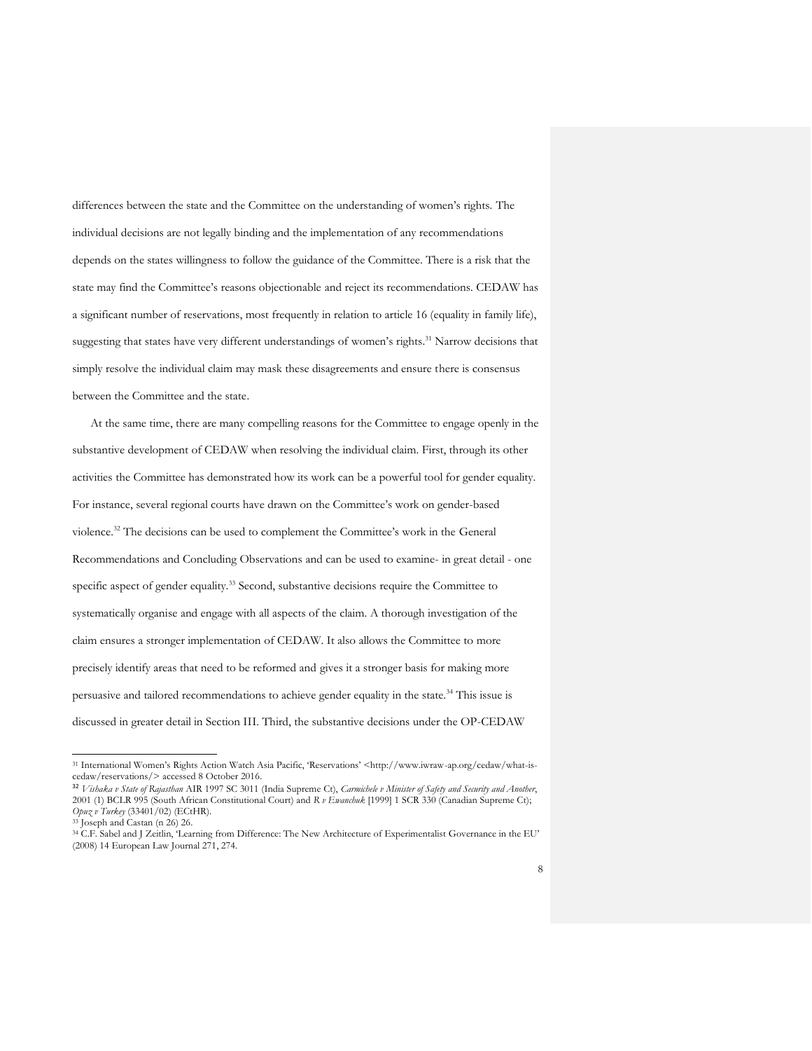differences between the state and the Committee on the understanding of women's rights. The individual decisions are not legally binding and the implementation of any recommendations depends on the states willingness to follow the guidance of the Committee. There is a risk that the state may find the Committee's reasons objectionable and reject its recommendations. CEDAW has a significant number of reservations, most frequently in relation to article 16 (equality in family life), suggesting that states have very different understandings of women's rights.[31] Narrow decisions that simply resolve the individual claim may mask these disagreements and ensure there is consensus between the Committee and the state.

At the same time, there are many compelling reasons for the Committee to engage openly in the substantive development of CEDAW when resolving the individual claim. First, through its other activities the Committee has demonstrated how its work can be a powerful tool for gender equality. For instance, several regional courts have drawn on the Committee's work on gender-based violence.[32] The decisions can be used to complement the Committee's work in the General Recommendations and Concluding Observations and can be used to examine- in great detail - one specific aspect of gender equality.[33] Second, substantive decisions require the Committee to systematically organise and engage with all aspects of the claim. A thorough investigation of the claim ensures a stronger implementation of CEDAW. It also allows the Committee to more precisely identify areas that need to be reformed and gives it a stronger basis for making more persuasive and tailored recommendations to achieve gender equality in the state.[34] This issue is discussed in greater detail in Section III. Third, the substantive decisions under the OP-CEDAW

---

[31] International Women's Rights Action Watch Asia Pacific, 'Reservations' <http://www.iwraw-ap.org/cedaw/what-is-cedaw/reservations/> accessed 8 October 2016.

[32] *Vishaka v State of Rajasthan* AIR 1997 SC 3011 (India Supreme Ct), *Carmichele v Minister of Safety and Security and Another*, 2001 (1) BCLR 995 (South African Constitutional Court) and *R v Ewanchuk* [1999] 1 SCR 330 (Canadian Supreme Ct); *Opuz v Turkey* (33401/02) (ECtHR).

[33] Joseph and Castan (n 26) 26.

[34] C.F. Sabel and J Zeitlin, 'Learning from Difference: The New Architecture of Experimentalist Governance in the EU' (2008) 14 European Law Journal 271, 274.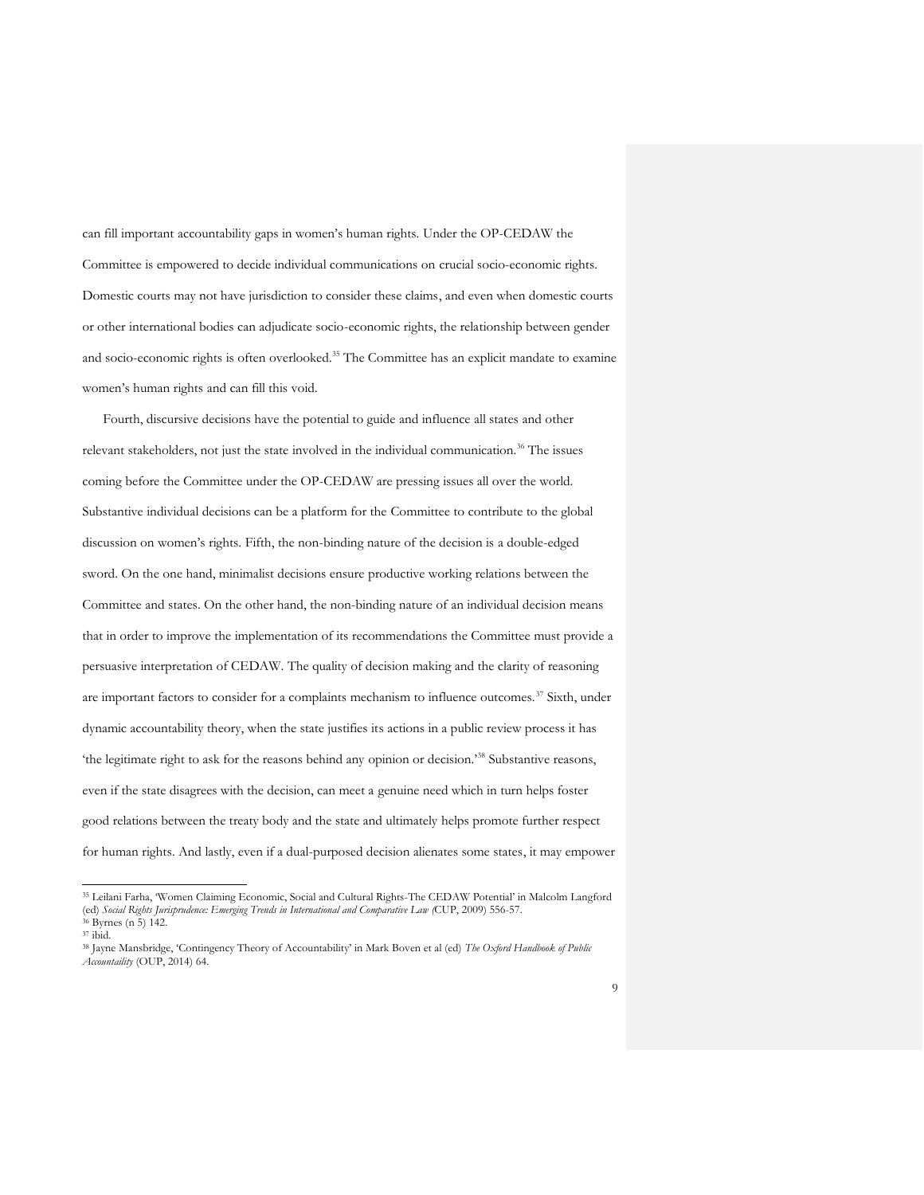can fill important accountability gaps in women's human rights. Under the OP-CEDAW the Committee is empowered to decide individual communications on crucial socio-economic rights. Domestic courts may not have jurisdiction to consider these claims, and even when domestic courts or other international bodies can adjudicate socio-economic rights, the relationship between gender and socio-economic rights is often overlooked.[35] The Committee has an explicit mandate to examine women's human rights and can fill this void.

Fourth, discursive decisions have the potential to guide and influence all states and other relevant stakeholders, not just the state involved in the individual communication.[36] The issues coming before the Committee under the OP-CEDAW are pressing issues all over the world. Substantive individual decisions can be a platform for the Committee to contribute to the global discussion on women's rights. Fifth, the non-binding nature of the decision is a double-edged sword. On the one hand, minimalist decisions ensure productive working relations between the Committee and states. On the other hand, the non-binding nature of an individual decision means that in order to improve the implementation of its recommendations the Committee must provide a persuasive interpretation of CEDAW. The quality of decision making and the clarity of reasoning are important factors to consider for a complaints mechanism to influence outcomes.[37] Sixth, under dynamic accountability theory, when the state justifies its actions in a public review process it has 'the legitimate right to ask for the reasons behind any opinion or decision.'[38] Substantive reasons, even if the state disagrees with the decision, can meet a genuine need which in turn helps foster good relations between the treaty body and the state and ultimately helps promote further respect for human rights. And lastly, even if a dual-purposed decision alienates some states, it may empower

---

[35] Leilani Farha, 'Women Claiming Economic, Social and Cultural Rights-The CEDAW Potential' in Malcolm Langford (ed) *Social Rights Jurisprudence: Emerging Trends in International and Comparative Law (*CUP, 2009) 556-57.

[36] Byrnes (n 5) 142.

[37] ibid.

[38] Jayne Mansbridge, 'Contingency Theory of Accountability' in Mark Boven et al (ed) *The Oxford Handbook of Public Accountaility* (OUP, 2014) 64.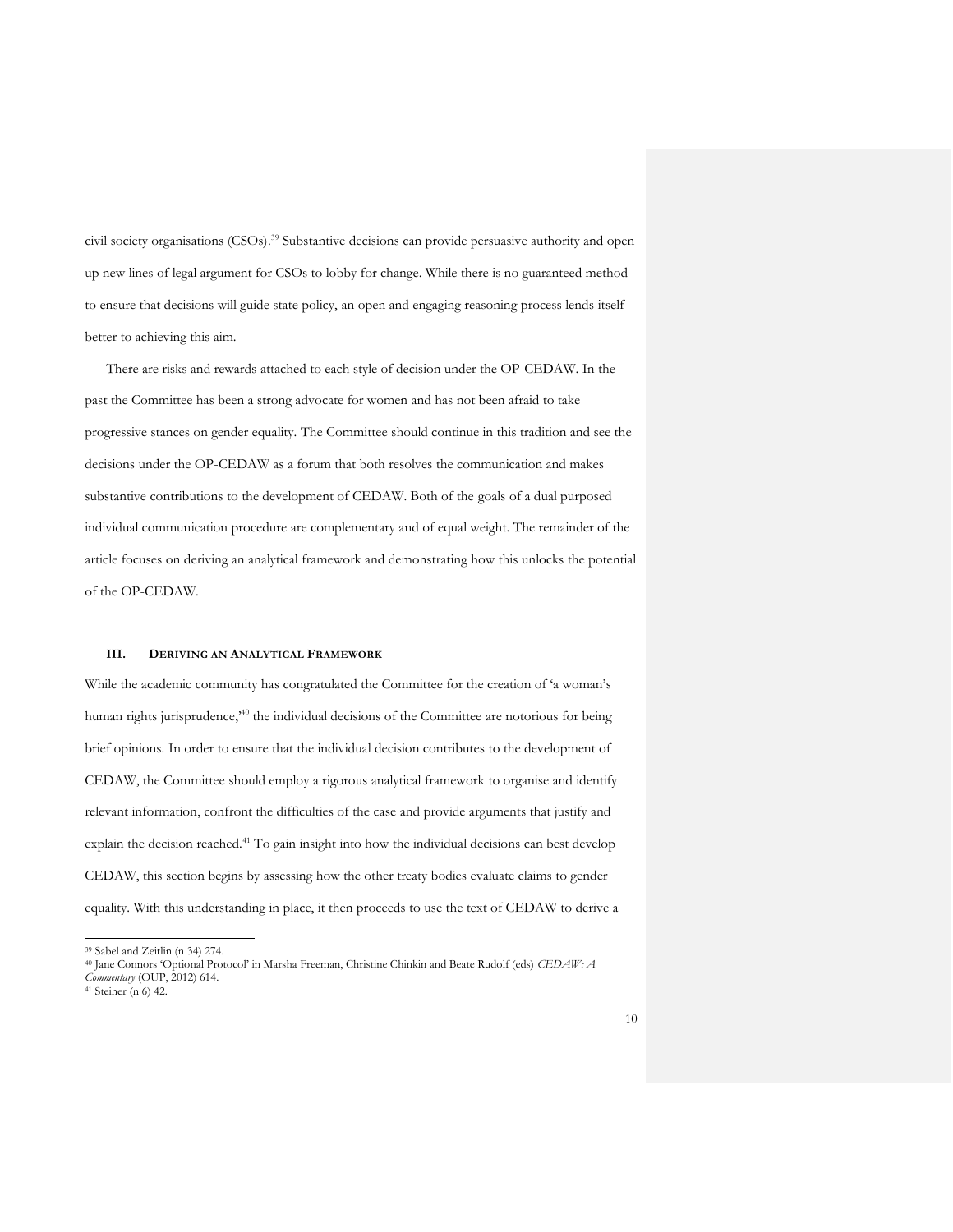civil society organisations (CSOs).[39] Substantive decisions can provide persuasive authority and open up new lines of legal argument for CSOs to lobby for change. While there is no guaranteed method to ensure that decisions will guide state policy, an open and engaging reasoning process lends itself better to achieving this aim.

There are risks and rewards attached to each style of decision under the OP-CEDAW. In the past the Committee has been a strong advocate for women and has not been afraid to take progressive stances on gender equality. The Committee should continue in this tradition and see the decisions under the OP-CEDAW as a forum that both resolves the communication and makes substantive contributions to the development of CEDAW. Both of the goals of a dual purposed individual communication procedure are complementary and of equal weight. The remainder of the article focuses on deriving an analytical framework and demonstrating how this unlocks the potential of the OP-CEDAW.

## III. Deriving an Analytical Framework

While the academic community has congratulated the Committee for the creation of 'a woman's human rights jurisprudence,'[40] the individual decisions of the Committee are notorious for being brief opinions. In order to ensure that the individual decision contributes to the development of CEDAW, the Committee should employ a rigorous analytical framework to organise and identify relevant information, confront the difficulties of the case and provide arguments that justify and explain the decision reached.[41] To gain insight into how the individual decisions can best develop CEDAW, this section begins by assessing how the other treaty bodies evaluate claims to gender equality. With this understanding in place, it then proceeds to use the text of CEDAW to derive a

---

[39] Sabel and Zeitlin (n 34) 274.

[40] Jane Connors 'Optional Protocol' in Marsha Freeman, Christine Chinkin and Beate Rudolf (eds) *CEDAW: A Commentary* (OUP, 2012) 614.

[41] Steiner (n 6) 42.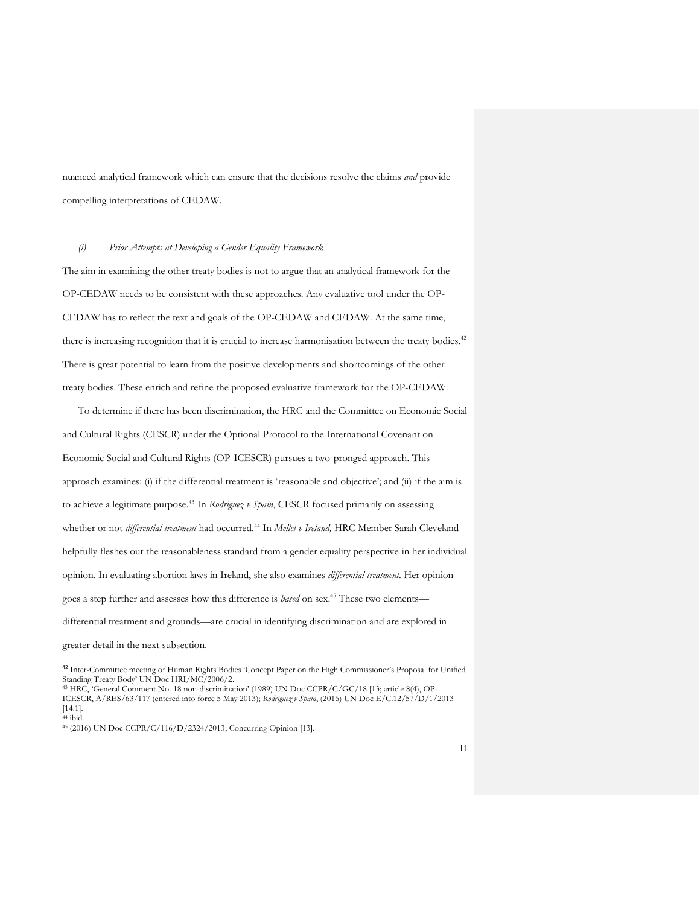nuanced analytical framework which can ensure that the decisions resolve the claims *and* provide compelling interpretations of CEDAW.

#### *(i) Prior Attempts at Developing a Gender Equality Framework*

The aim in examining the other treaty bodies is not to argue that an analytical framework for the OP-CEDAW needs to be consistent with these approaches. Any evaluative tool under the OP-CEDAW has to reflect the text and goals of the OP-CEDAW and CEDAW. At the same time, there is increasing recognition that it is crucial to increase harmonisation between the treaty bodies.[42] There is great potential to learn from the positive developments and shortcomings of the other treaty bodies. These enrich and refine the proposed evaluative framework for the OP-CEDAW.

To determine if there has been discrimination, the HRC and the Committee on Economic Social and Cultural Rights (CESCR) under the Optional Protocol to the International Covenant on Economic Social and Cultural Rights (OP-ICESCR) pursues a two-pronged approach. This approach examines: (i) if the differential treatment is 'reasonable and objective'; and (ii) if the aim is to achieve a legitimate purpose.[43] In *Rodriguez v Spain*, CESCR focused primarily on assessing whether or not *differential treatment* had occurred.[44] In *Mellet v Ireland,* HRC Member Sarah Cleveland helpfully fleshes out the reasonableness standard from a gender equality perspective in her individual opinion. In evaluating abortion laws in Ireland, she also examines *differential treatment.* Her opinion goes a step further and assesses how this difference is *based* on sex.[45] These two elements—differential treatment and grounds—are crucial in identifying discrimination and are explored in greater detail in the next subsection.

---

[42] Inter-Committee meeting of Human Rights Bodies 'Concept Paper on the High Commissioner's Proposal for Unified Standing Treaty Body' UN Doc HRI/MC/2006/2.

[43] HRC, 'General Comment No. 18 non-discrimination' (1989) UN Doc CCPR/C/GC/18 [13; article 8(4), OP-ICESCR, A/RES/63/117 (entered into force 5 May 2013); *Rodriguez v Spain*, (2016) UN Doc E/C.12/57/D/1/2013 [14.1].

[44] ibid.

[45] (2016) UN Doc CCPR/C/116/D/2324/2013; Concurring Opinion [13].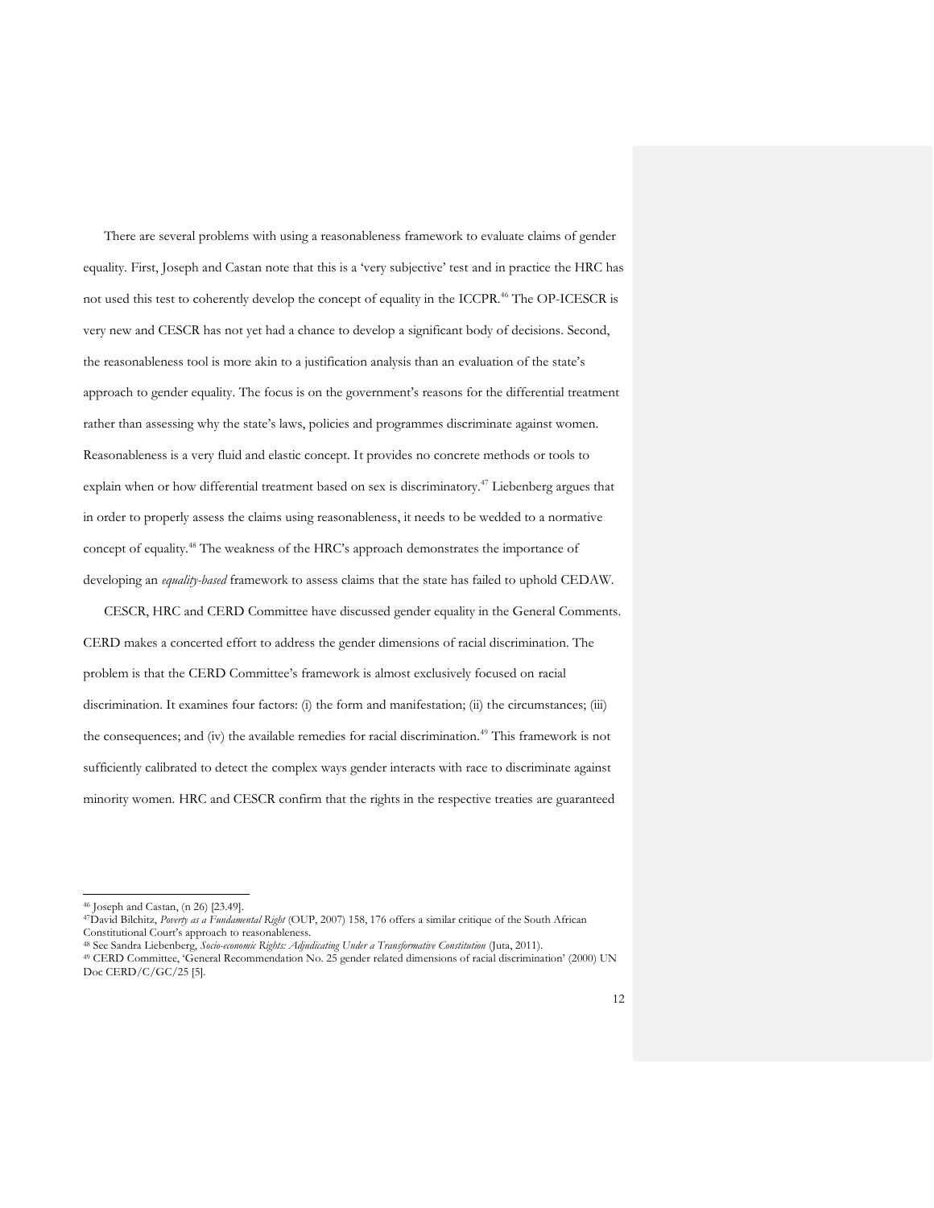There are several problems with using a reasonableness framework to evaluate claims of gender equality. First, Joseph and Castan note that this is a 'very subjective' test and in practice the HRC has not used this test to coherently develop the concept of equality in the ICCPR.[46] The OP-ICESCR is very new and CESCR has not yet had a chance to develop a significant body of decisions. Second, the reasonableness tool is more akin to a justification analysis than an evaluation of the state's approach to gender equality. The focus is on the government's reasons for the differential treatment rather than assessing why the state's laws, policies and programmes discriminate against women. Reasonableness is a very fluid and elastic concept. It provides no concrete methods or tools to explain when or how differential treatment based on sex is discriminatory.[47] Liebenberg argues that in order to properly assess the claims using reasonableness, it needs to be wedded to a normative concept of equality.[48] The weakness of the HRC's approach demonstrates the importance of developing an *equality-based* framework to assess claims that the state has failed to uphold CEDAW.

CESCR, HRC and CERD Committee have discussed gender equality in the General Comments. CERD makes a concerted effort to address the gender dimensions of racial discrimination. The problem is that the CERD Committee's framework is almost exclusively focused on racial discrimination. It examines four factors: (i) the form and manifestation; (ii) the circumstances; (iii) the consequences; and (iv) the available remedies for racial discrimination.[49] This framework is not sufficiently calibrated to detect the complex ways gender interacts with race to discriminate against minority women. HRC and CESCR confirm that the rights in the respective treaties are guaranteed

---

[46] Joseph and Castan, (n 26) [23.49].

[47] David Bilchitz, *Poverty as a Fundamental Right* (OUP, 2007) 158, 176 offers a similar critique of the South African Constitutional Court's approach to reasonableness.

[48] See Sandra Liebenberg, *Socio-economic Rights: Adjudicating Under a Transformative Constitution* (Juta, 2011).

[49] CERD Committee, 'General Recommendation No. 25 gender related dimensions of racial discrimination' (2000) UN Doc CERD/C/GC/25 [5].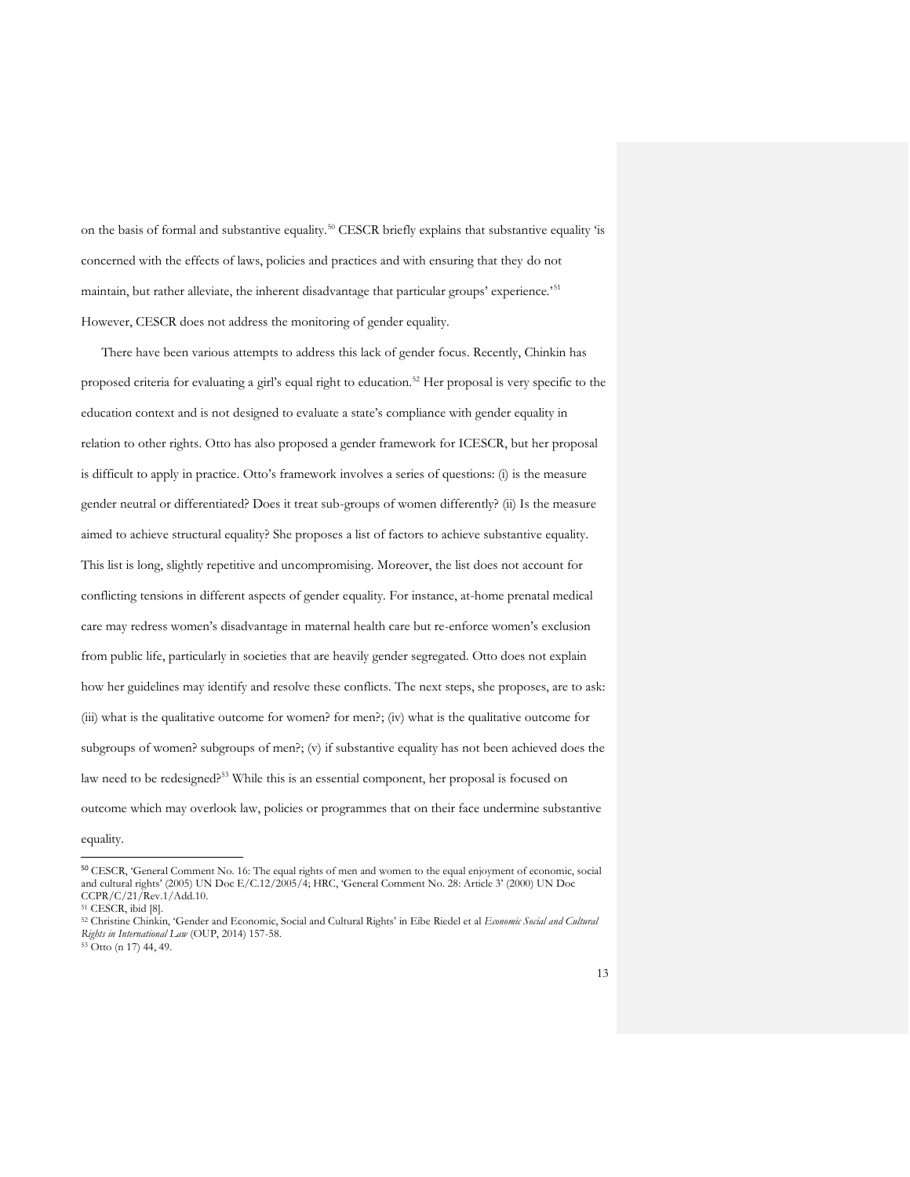on the basis of formal and substantive equality.[50] CESCR briefly explains that substantive equality 'is concerned with the effects of laws, policies and practices and with ensuring that they do not maintain, but rather alleviate, the inherent disadvantage that particular groups' experience.'[51] However, CESCR does not address the monitoring of gender equality.

There have been various attempts to address this lack of gender focus. Recently, Chinkin has proposed criteria for evaluating a girl's equal right to education.[52] Her proposal is very specific to the education context and is not designed to evaluate a state's compliance with gender equality in relation to other rights. Otto has also proposed a gender framework for ICESCR, but her proposal is difficult to apply in practice. Otto's framework involves a series of questions: (i) is the measure gender neutral or differentiated? Does it treat sub-groups of women differently? (ii) Is the measure aimed to achieve structural equality? She proposes a list of factors to achieve substantive equality. This list is long, slightly repetitive and uncompromising. Moreover, the list does not account for conflicting tensions in different aspects of gender equality. For instance, at-home prenatal medical care may redress women's disadvantage in maternal health care but re-enforce women's exclusion from public life, particularly in societies that are heavily gender segregated. Otto does not explain how her guidelines may identify and resolve these conflicts. The next steps, she proposes, are to ask: (iii) what is the qualitative outcome for women? for men?; (iv) what is the qualitative outcome for subgroups of women? subgroups of men?; (v) if substantive equality has not been achieved does the law need to be redesigned?[53] While this is an essential component, her proposal is focused on outcome which may overlook law, policies or programmes that on their face undermine substantive equality.

---

[50] CESCR, 'General Comment No. 16: The equal rights of men and women to the equal enjoyment of economic, social and cultural rights' (2005) UN Doc E/C.12/2005/4; HRC, 'General Comment No. 28: Article 3' (2000) UN Doc CCPR/C/21/Rev.1/Add.10.

[51] CESCR, ibid [8].

[52] Christine Chinkin, 'Gender and Economic, Social and Cultural Rights' in Eibe Riedel et al *Economic Social and Cultural Rights in International Law* (OUP, 2014) 157-58.

[53] Otto (n 17) 44, 49.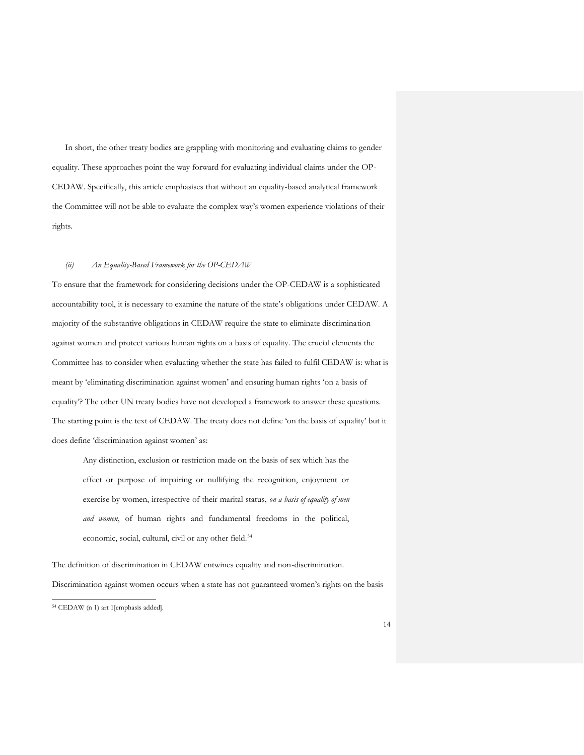In short, the other treaty bodies are grappling with monitoring and evaluating claims to gender equality. These approaches point the way forward for evaluating individual claims under the OP-CEDAW. Specifically, this article emphasises that without an equality-based analytical framework the Committee will not be able to evaluate the complex way's women experience violations of their rights.

### *(ii) An Equality-Based Framework for the OP-CEDAW*

To ensure that the framework for considering decisions under the OP-CEDAW is a sophisticated accountability tool, it is necessary to examine the nature of the state's obligations under CEDAW. A majority of the substantive obligations in CEDAW require the state to eliminate discrimination against women and protect various human rights on a basis of equality. The crucial elements the Committee has to consider when evaluating whether the state has failed to fulfil CEDAW is: what is meant by 'eliminating discrimination against women' and ensuring human rights 'on a basis of equality'? The other UN treaty bodies have not developed a framework to answer these questions. The starting point is the text of CEDAW. The treaty does not define 'on the basis of equality' but it does define 'discrimination against women' as:

> Any distinction, exclusion or restriction made on the basis of sex which has the effect or purpose of impairing or nullifying the recognition, enjoyment or exercise by women, irrespective of their marital status, *on a basis of equality of men and women*, of human rights and fundamental freedoms in the political, economic, social, cultural, civil or any other field.[54]

The definition of discrimination in CEDAW entwines equality and non-discrimination. Discrimination against women occurs when a state has not guaranteed women's rights on the basis

---

[54] CEDAW (n 1) art 1[emphasis added].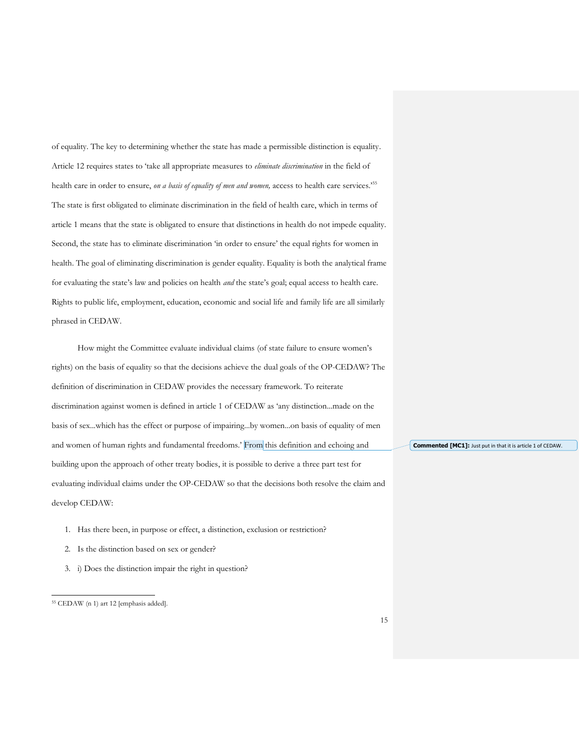of equality. The key to determining whether the state has made a permissible distinction is equality. Article 12 requires states to 'take all appropriate measures to *eliminate discrimination* in the field of health care in order to ensure, *on a basis of equality of men and women,* access to health care services.'[55] The state is first obligated to eliminate discrimination in the field of health care, which in terms of article 1 means that the state is obligated to ensure that distinctions in health do not impede equality. Second, the state has to eliminate discrimination 'in order to ensure' the equal rights for women in health. The goal of eliminating discrimination is gender equality. Equality is both the analytical frame for evaluating the state's law and policies on health *and* the state's goal; equal access to health care. Rights to public life, employment, education, economic and social life and family life are all similarly phrased in CEDAW.

How might the Committee evaluate individual claims (of state failure to ensure women's rights) on the basis of equality so that the decisions achieve the dual goals of the OP-CEDAW? The definition of discrimination in CEDAW provides the necessary framework. To reiterate discrimination against women is defined in article 1 of CEDAW as 'any distinction...made on the basis of sex...which has the effect or purpose of impairing...by women...on basis of equality of men and women of human rights and fundamental freedoms.' From this definition and echoing and building upon the approach of other treaty bodies, it is possible to derive a three part test for evaluating individual claims under the OP-CEDAW so that the decisions both resolve the claim and develop CEDAW:

**Commented [MC1]:** Just put in that it is article 1 of CEDAW.

1. Has there been, in purpose or effect, a distinction, exclusion or restriction?
2. Is the distinction based on sex or gender?
3. i) Does the distinction impair the right in question?

[55] CEDAW (n 1) art 12 [emphasis added].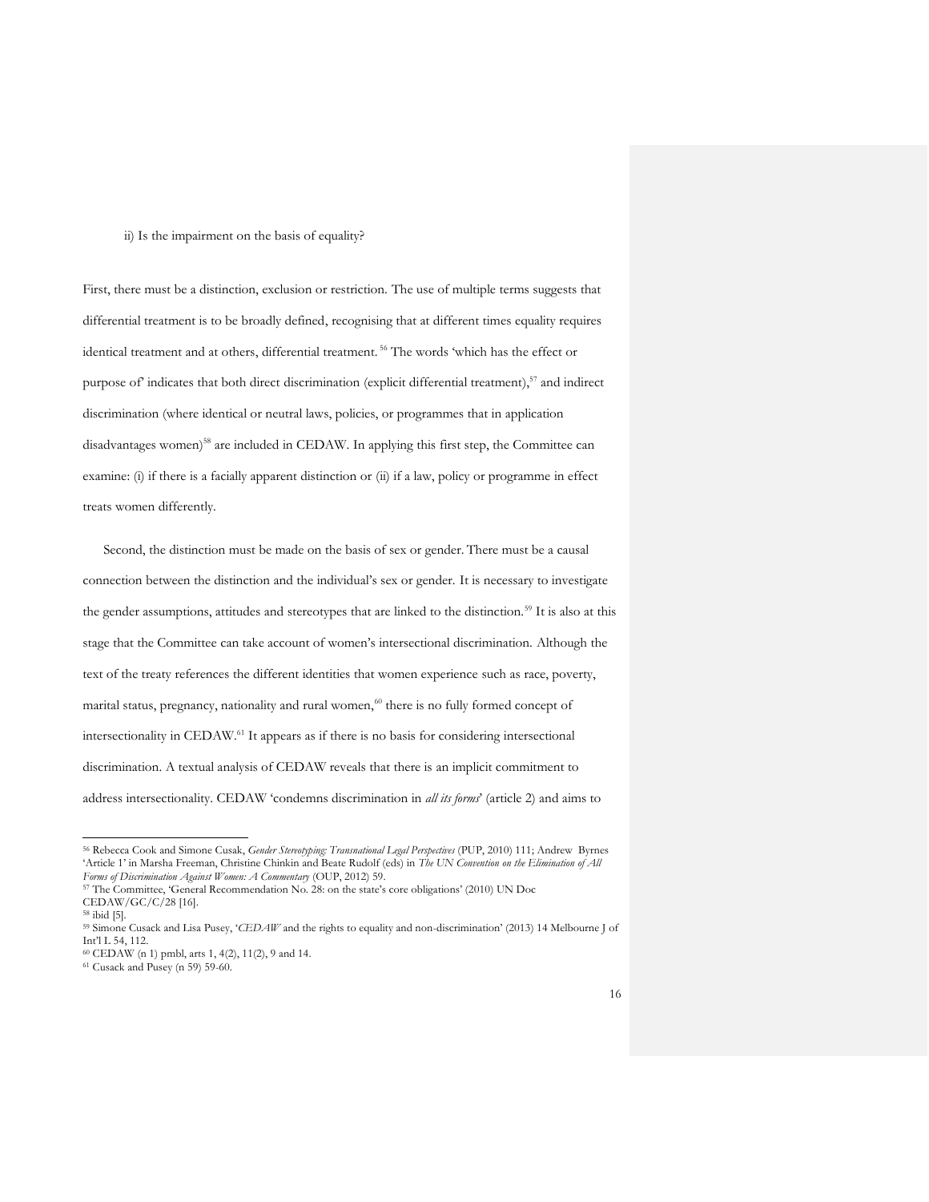ii) Is the impairment on the basis of equality?

First, there must be a distinction, exclusion or restriction. The use of multiple terms suggests that differential treatment is to be broadly defined, recognising that at different times equality requires identical treatment and at others, differential treatment.[56] The words 'which has the effect or purpose of' indicates that both direct discrimination (explicit differential treatment),[57] and indirect discrimination (where identical or neutral laws, policies, or programmes that in application disadvantages women)[58] are included in CEDAW. In applying this first step, the Committee can examine: (i) if there is a facially apparent distinction or (ii) if a law, policy or programme in effect treats women differently.

Second, the distinction must be made on the basis of sex or gender. There must be a causal connection between the distinction and the individual's sex or gender. It is necessary to investigate the gender assumptions, attitudes and stereotypes that are linked to the distinction.[59] It is also at this stage that the Committee can take account of women's intersectional discrimination. Although the text of the treaty references the different identities that women experience such as race, poverty, marital status, pregnancy, nationality and rural women,[60] there is no fully formed concept of intersectionality in CEDAW.[61] It appears as if there is no basis for considering intersectional discrimination. A textual analysis of CEDAW reveals that there is an implicit commitment to address intersectionality. CEDAW 'condemns discrimination in *all its forms*' (article 2) and aims to

---

[56] Rebecca Cook and Simone Cusak, *Gender Stereotyping: Transnational Legal Perspectives* (PUP, 2010) 111; Andrew Byrnes 'Article 1' in Marsha Freeman, Christine Chinkin and Beate Rudolf (eds) in *The UN Convention on the Elimination of All Forms of Discrimination Against Women: A Commentary* (OUP, 2012) 59.

[57] The Committee, 'General Recommendation No. 28: on the state's core obligations' (2010) UN Doc CEDAW/GC/C/28 [16].

[58] ibid [5].

[59] Simone Cusack and Lisa Pusey, '*CEDAW* and the rights to equality and non-discrimination' (2013) 14 Melbourne J of Int'l L 54, 112.

[60] CEDAW (n 1) pmbl, arts 1, 4(2), 11(2), 9 and 14.

[61] Cusack and Pusey (n 59) 59-60.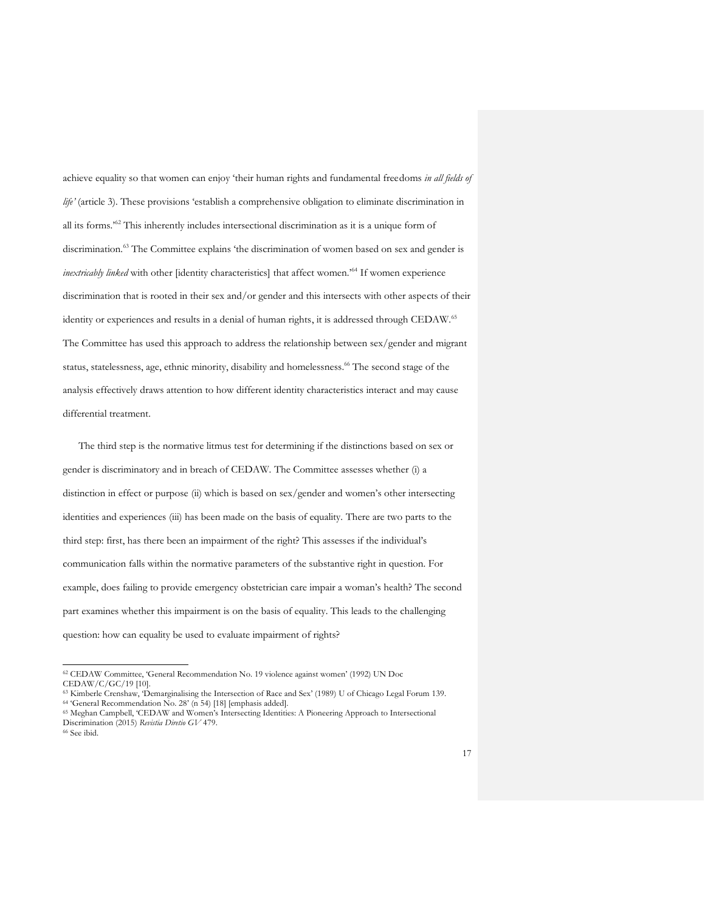achieve equality so that women can enjoy 'their human rights and fundamental freedoms *in all fields of life'* (article 3). These provisions 'establish a comprehensive obligation to eliminate discrimination in all its forms.'[62] This inherently includes intersectional discrimination as it is a unique form of discrimination.[63] The Committee explains 'the discrimination of women based on sex and gender is *inextricably linked* with other [identity characteristics] that affect women.'[64] If women experience discrimination that is rooted in their sex and/or gender and this intersects with other aspects of their identity or experiences and results in a denial of human rights, it is addressed through CEDAW.[65] The Committee has used this approach to address the relationship between sex/gender and migrant status, statelessness, age, ethnic minority, disability and homelessness.[66] The second stage of the analysis effectively draws attention to how different identity characteristics interact and may cause differential treatment.

The third step is the normative litmus test for determining if the distinctions based on sex or gender is discriminatory and in breach of CEDAW. The Committee assesses whether (i) a distinction in effect or purpose (ii) which is based on sex/gender and women's other intersecting identities and experiences (iii) has been made on the basis of equality. There are two parts to the third step: first, has there been an impairment of the right? This assesses if the individual's communication falls within the normative parameters of the substantive right in question. For example, does failing to provide emergency obstetrician care impair a woman's health? The second part examines whether this impairment is on the basis of equality. This leads to the challenging question: how can equality be used to evaluate impairment of rights?

---

[62] CEDAW Committee, 'General Recommendation No. 19 violence against women' (1992) UN Doc CEDAW/C/GC/19 [10].

[63] Kimberle Crenshaw, 'Demarginalising the Intersection of Race and Sex' (1989) U of Chicago Legal Forum 139.

[64] 'General Recommendation No. 28' (n 54) [18] [emphasis added].

[65] Meghan Campbell, 'CEDAW and Women's Intersecting Identities: A Pioneering Approach to Intersectional Discrimination (2015) *Revistia Diretio GV* 479.

[66] See ibid.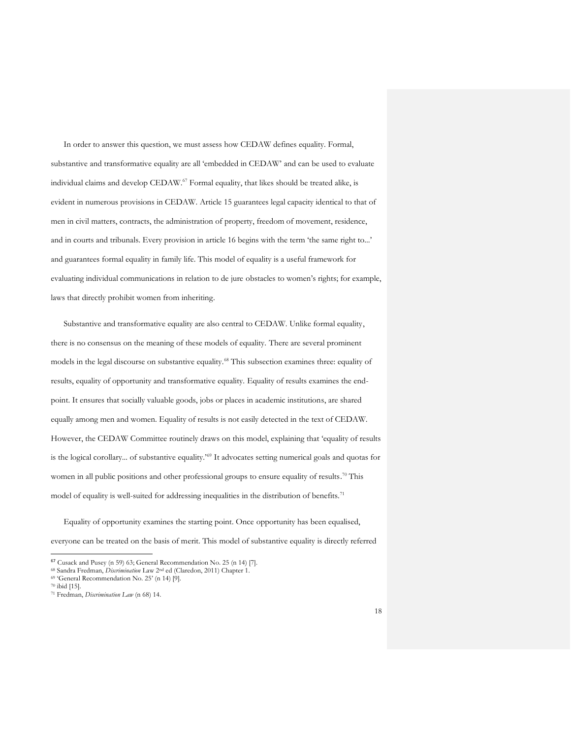In order to answer this question, we must assess how CEDAW defines equality. Formal, substantive and transformative equality are all 'embedded in CEDAW' and can be used to evaluate individual claims and develop CEDAW.[67] Formal equality, that likes should be treated alike, is evident in numerous provisions in CEDAW. Article 15 guarantees legal capacity identical to that of men in civil matters, contracts, the administration of property, freedom of movement, residence, and in courts and tribunals. Every provision in article 16 begins with the term 'the same right to...' and guarantees formal equality in family life. This model of equality is a useful framework for evaluating individual communications in relation to de jure obstacles to women's rights; for example, laws that directly prohibit women from inheriting.

Substantive and transformative equality are also central to CEDAW. Unlike formal equality, there is no consensus on the meaning of these models of equality. There are several prominent models in the legal discourse on substantive equality.[68] This subsection examines three: equality of results, equality of opportunity and transformative equality. Equality of results examines the end-point. It ensures that socially valuable goods, jobs or places in academic institutions, are shared equally among men and women. Equality of results is not easily detected in the text of CEDAW. However, the CEDAW Committee routinely draws on this model, explaining that 'equality of results is the logical corollary... of substantive equality.'[69] It advocates setting numerical goals and quotas for women in all public positions and other professional groups to ensure equality of results.[70] This model of equality is well-suited for addressing inequalities in the distribution of benefits.[71]

Equality of opportunity examines the starting point. Once opportunity has been equalised, everyone can be treated on the basis of merit. This model of substantive equality is directly referred

---

[67] Cusack and Pusey (n 59) 63; General Recommendation No. 25 (n 14) [7].

[68] Sandra Fredman, *Discrimination* Law 2nd ed (Claredon, 2011) Chapter 1.

[69] 'General Recommendation No. 25' (n 14) [9].

[70] ibid [15].

[71] Fredman, *Discrimination Law* (n 68) 14.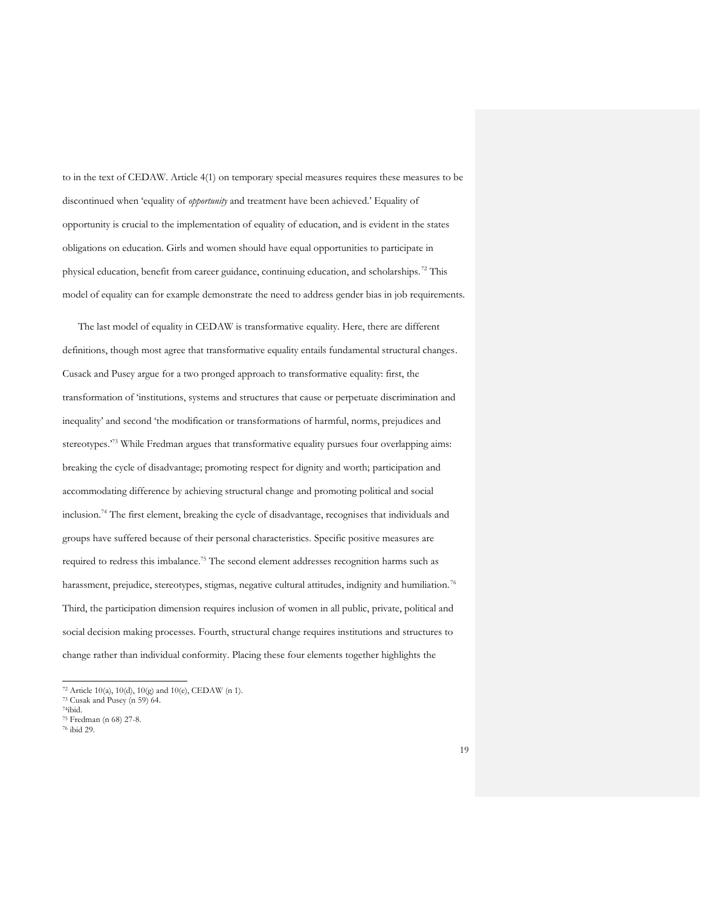to in the text of CEDAW. Article 4(1) on temporary special measures requires these measures to be discontinued when 'equality of *opportunity* and treatment have been achieved.' Equality of opportunity is crucial to the implementation of equality of education, and is evident in the states obligations on education. Girls and women should have equal opportunities to participate in physical education, benefit from career guidance, continuing education, and scholarships.[72] This model of equality can for example demonstrate the need to address gender bias in job requirements.

The last model of equality in CEDAW is transformative equality. Here, there are different definitions, though most agree that transformative equality entails fundamental structural changes. Cusack and Pusey argue for a two pronged approach to transformative equality: first, the transformation of 'institutions, systems and structures that cause or perpetuate discrimination and inequality' and second 'the modification or transformations of harmful, norms, prejudices and stereotypes.'[73] While Fredman argues that transformative equality pursues four overlapping aims: breaking the cycle of disadvantage; promoting respect for dignity and worth; participation and accommodating difference by achieving structural change and promoting political and social inclusion.[74] The first element, breaking the cycle of disadvantage, recognises that individuals and groups have suffered because of their personal characteristics. Specific positive measures are required to redress this imbalance.[75] The second element addresses recognition harms such as harassment, prejudice, stereotypes, stigmas, negative cultural attitudes, indignity and humiliation.[76] Third, the participation dimension requires inclusion of women in all public, private, political and social decision making processes. Fourth, structural change requires institutions and structures to change rather than individual conformity. Placing these four elements together highlights the

---

[72] Article 10(a), 10(d), 10(g) and 10(e), CEDAW (n 1).
[73] Cusak and Pusey (n 59) 64.
[74] ibid.
[75] Fredman (n 68) 27-8.
[76] ibid 29.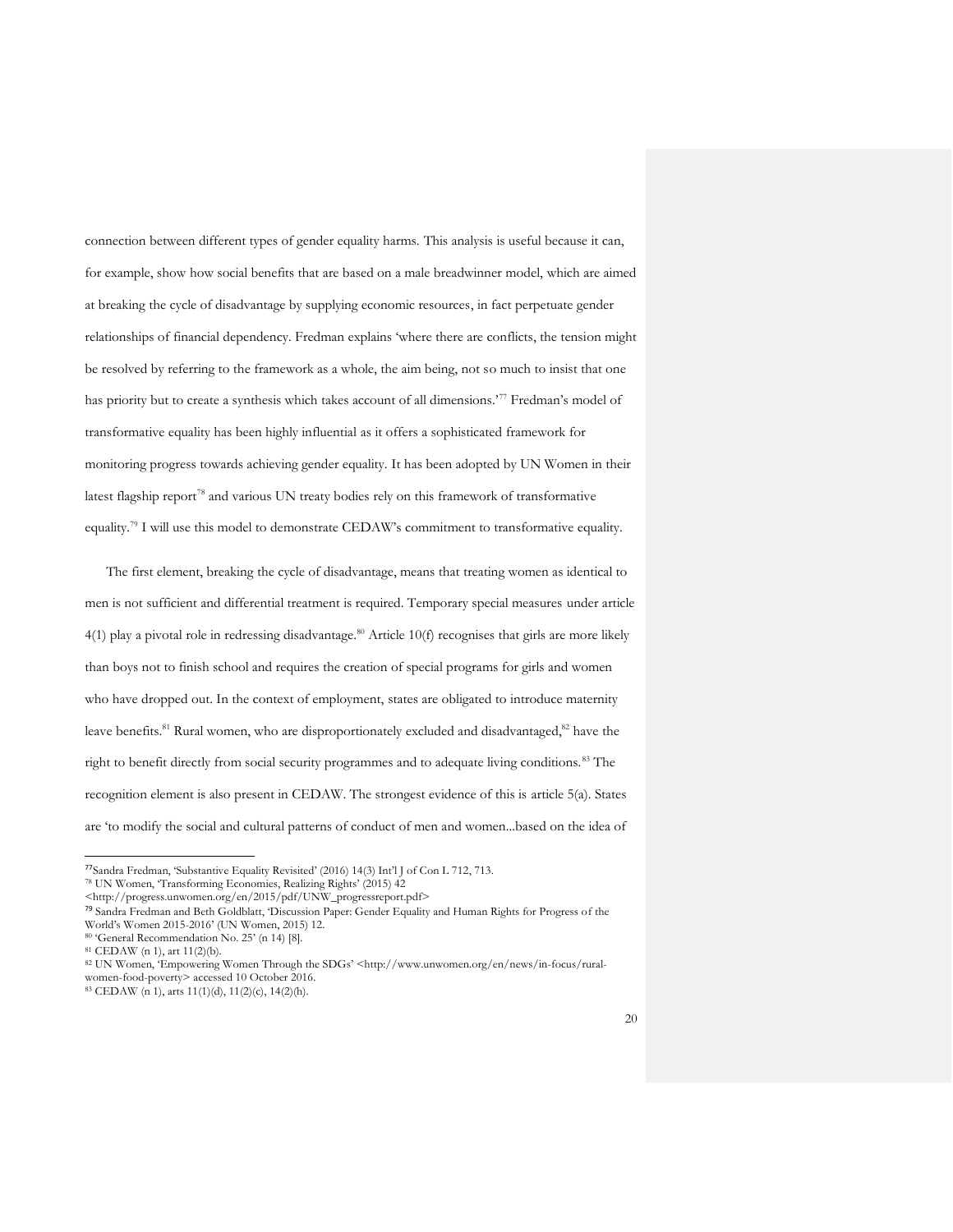connection between different types of gender equality harms. This analysis is useful because it can, for example, show how social benefits that are based on a male breadwinner model, which are aimed at breaking the cycle of disadvantage by supplying economic resources, in fact perpetuate gender relationships of financial dependency. Fredman explains 'where there are conflicts, the tension might be resolved by referring to the framework as a whole, the aim being, not so much to insist that one has priority but to create a synthesis which takes account of all dimensions.'[77] Fredman's model of transformative equality has been highly influential as it offers a sophisticated framework for monitoring progress towards achieving gender equality. It has been adopted by UN Women in their latest flagship report[78] and various UN treaty bodies rely on this framework of transformative equality.[79] I will use this model to demonstrate CEDAW's commitment to transformative equality.

The first element, breaking the cycle of disadvantage, means that treating women as identical to men is not sufficient and differential treatment is required. Temporary special measures under article 4(1) play a pivotal role in redressing disadvantage.[80] Article 10(f) recognises that girls are more likely than boys not to finish school and requires the creation of special programs for girls and women who have dropped out. In the context of employment, states are obligated to introduce maternity leave benefits.[81] Rural women, who are disproportionately excluded and disadvantaged,[82] have the right to benefit directly from social security programmes and to adequate living conditions.[83] The recognition element is also present in CEDAW. The strongest evidence of this is article 5(a). States are 'to modify the social and cultural patterns of conduct of men and women...based on the idea of

---

[77] Sandra Fredman, 'Substantive Equality Revisited' (2016) 14(3) Int'l J of Con L 712, 713.

[78] UN Women, 'Transforming Economies, Realizing Rights' (2015) 42 <http://progress.unwomen.org/en/2015/pdf/UNW_progressreport.pdf>

[79] Sandra Fredman and Beth Goldblatt, 'Discussion Paper: Gender Equality and Human Rights for Progress of the World's Women 2015-2016' (UN Women, 2015) 12.

[80] 'General Recommendation No. 25' (n 14) [8].

[81] CEDAW (n 1), art 11(2)(b).

[82] UN Women, 'Empowering Women Through the SDGs' <http://www.unwomen.org/en/news/in-focus/rural-women-food-poverty> accessed 10 October 2016.

[83] CEDAW (n 1), arts 11(1)(d), 11(2)(c), 14(2)(h).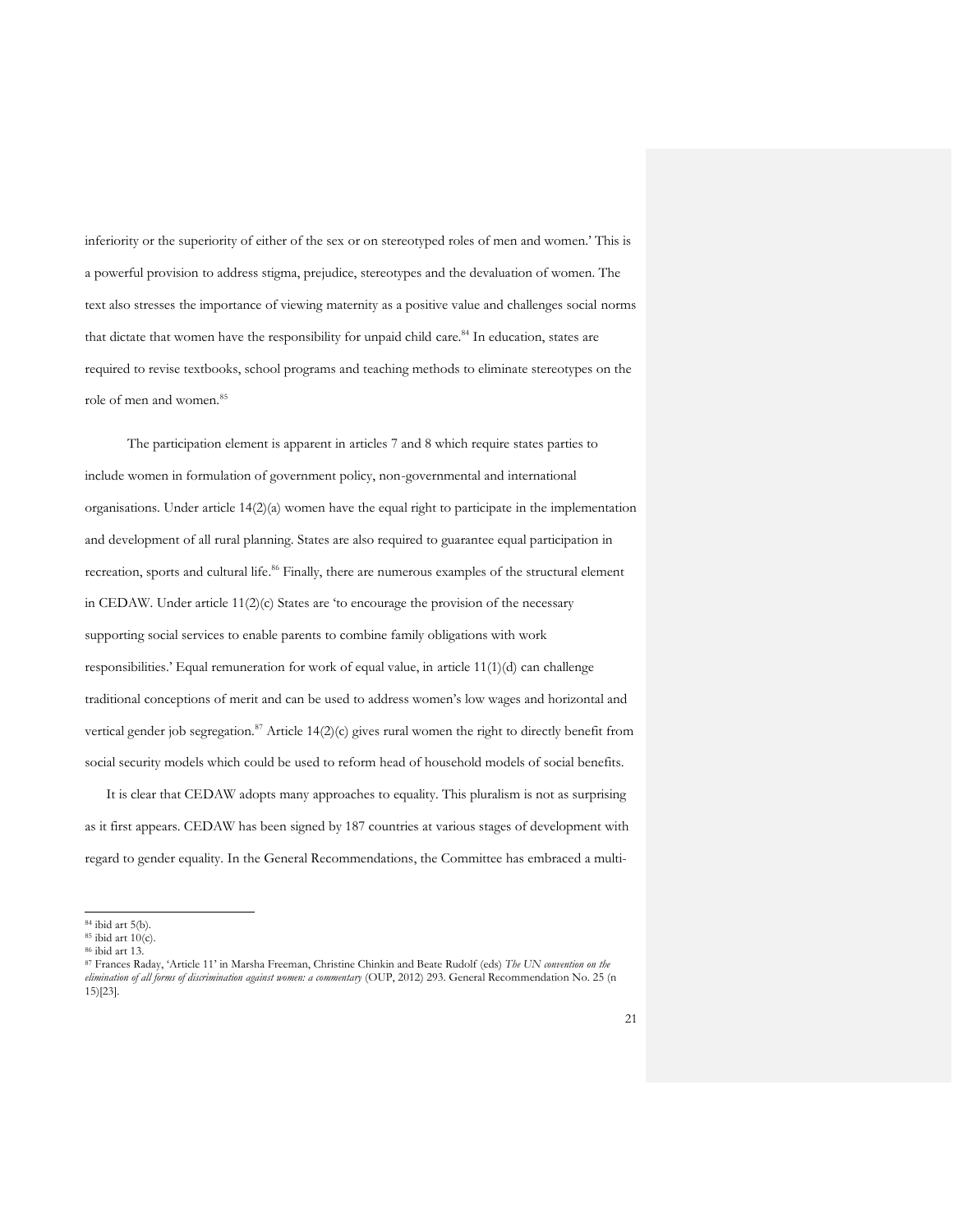inferiority or the superiority of either of the sex or on stereotyped roles of men and women.' This is a powerful provision to address stigma, prejudice, stereotypes and the devaluation of women. The text also stresses the importance of viewing maternity as a positive value and challenges social norms that dictate that women have the responsibility for unpaid child care.[84] In education, states are required to revise textbooks, school programs and teaching methods to eliminate stereotypes on the role of men and women.[85]

The participation element is apparent in articles 7 and 8 which require states parties to include women in formulation of government policy, non-governmental and international organisations. Under article 14(2)(a) women have the equal right to participate in the implementation and development of all rural planning. States are also required to guarantee equal participation in recreation, sports and cultural life.[86] Finally, there are numerous examples of the structural element in CEDAW. Under article 11(2)(c) States are 'to encourage the provision of the necessary supporting social services to enable parents to combine family obligations with work responsibilities.' Equal remuneration for work of equal value, in article 11(1)(d) can challenge traditional conceptions of merit and can be used to address women's low wages and horizontal and vertical gender job segregation.[87] Article 14(2)(c) gives rural women the right to directly benefit from social security models which could be used to reform head of household models of social benefits.

It is clear that CEDAW adopts many approaches to equality. This pluralism is not as surprising as it first appears. CEDAW has been signed by 187 countries at various stages of development with regard to gender equality. In the General Recommendations, the Committee has embraced a multi-

---

[84] ibid art 5(b).
[85] ibid art 10(c).
[86] ibid art 13.
[87] Frances Raday, 'Article 11' in Marsha Freeman, Christine Chinkin and Beate Rudolf (eds) *The UN convention on the elimination of all forms of discrimination against women: a commentary* (OUP, 2012) 293. General Recommendation No. 25 (n 15)[23].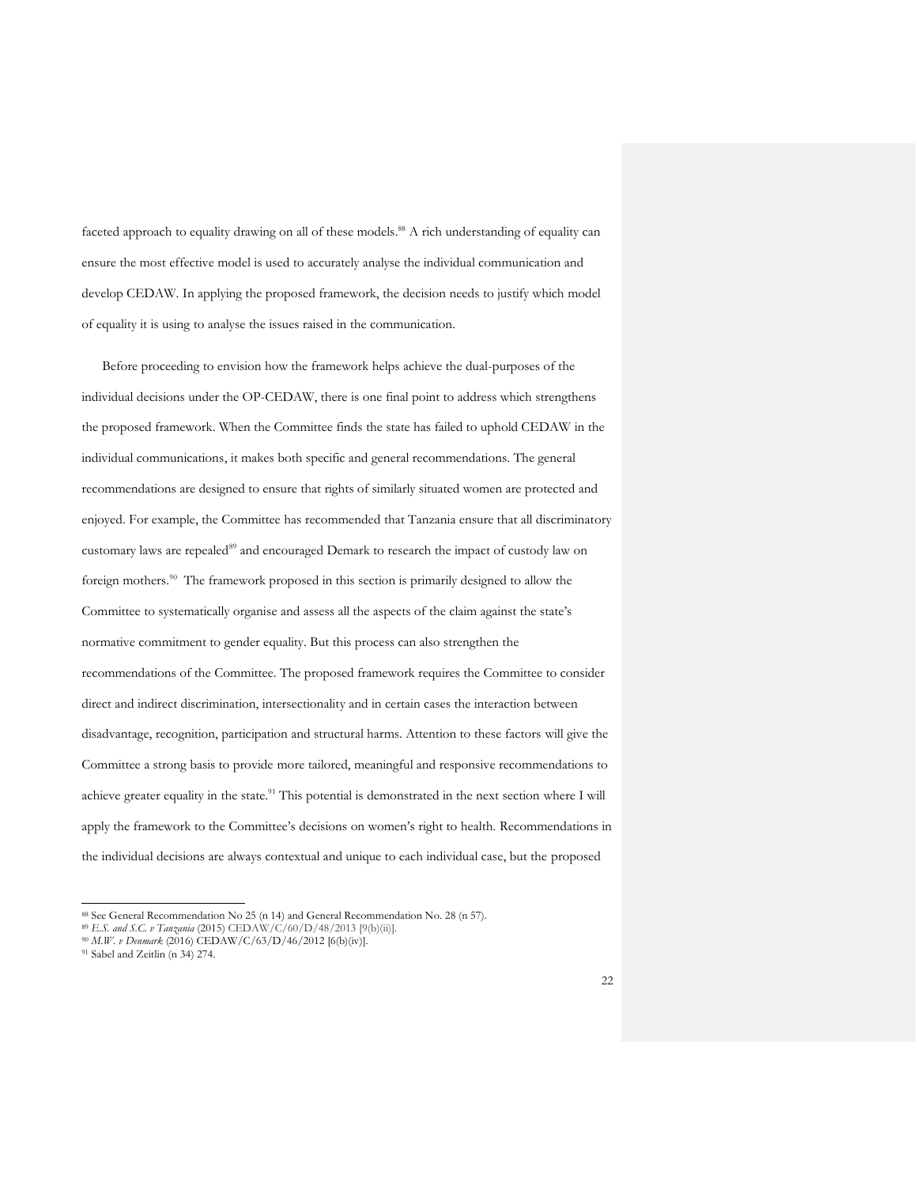faceted approach to equality drawing on all of these models.[88] A rich understanding of equality can ensure the most effective model is used to accurately analyse the individual communication and develop CEDAW. In applying the proposed framework, the decision needs to justify which model of equality it is using to analyse the issues raised in the communication.

Before proceeding to envision how the framework helps achieve the dual-purposes of the individual decisions under the OP-CEDAW, there is one final point to address which strengthens the proposed framework. When the Committee finds the state has failed to uphold CEDAW in the individual communications, it makes both specific and general recommendations. The general recommendations are designed to ensure that rights of similarly situated women are protected and enjoyed. For example, the Committee has recommended that Tanzania ensure that all discriminatory customary laws are repealed[89] and encouraged Demark to research the impact of custody law on foreign mothers.[90] The framework proposed in this section is primarily designed to allow the Committee to systematically organise and assess all the aspects of the claim against the state's normative commitment to gender equality. But this process can also strengthen the recommendations of the Committee. The proposed framework requires the Committee to consider direct and indirect discrimination, intersectionality and in certain cases the interaction between disadvantage, recognition, participation and structural harms. Attention to these factors will give the Committee a strong basis to provide more tailored, meaningful and responsive recommendations to achieve greater equality in the state.[91] This potential is demonstrated in the next section where I will apply the framework to the Committee's decisions on women's right to health. Recommendations in the individual decisions are always contextual and unique to each individual case, but the proposed

---

[88] See General Recommendation No 25 (n 14) and General Recommendation No. 28 (n 57).

[89] *E.S. and S.C. v Tanzania* (2015) CEDAW/C/60/D/48/2013 [9(b)(ii)].

[90] *M.W. v Denmark* (2016) CEDAW/C/63/D/46/2012 [6(b)(iv)].

[91] Sabel and Zeitlin (n 34) 274.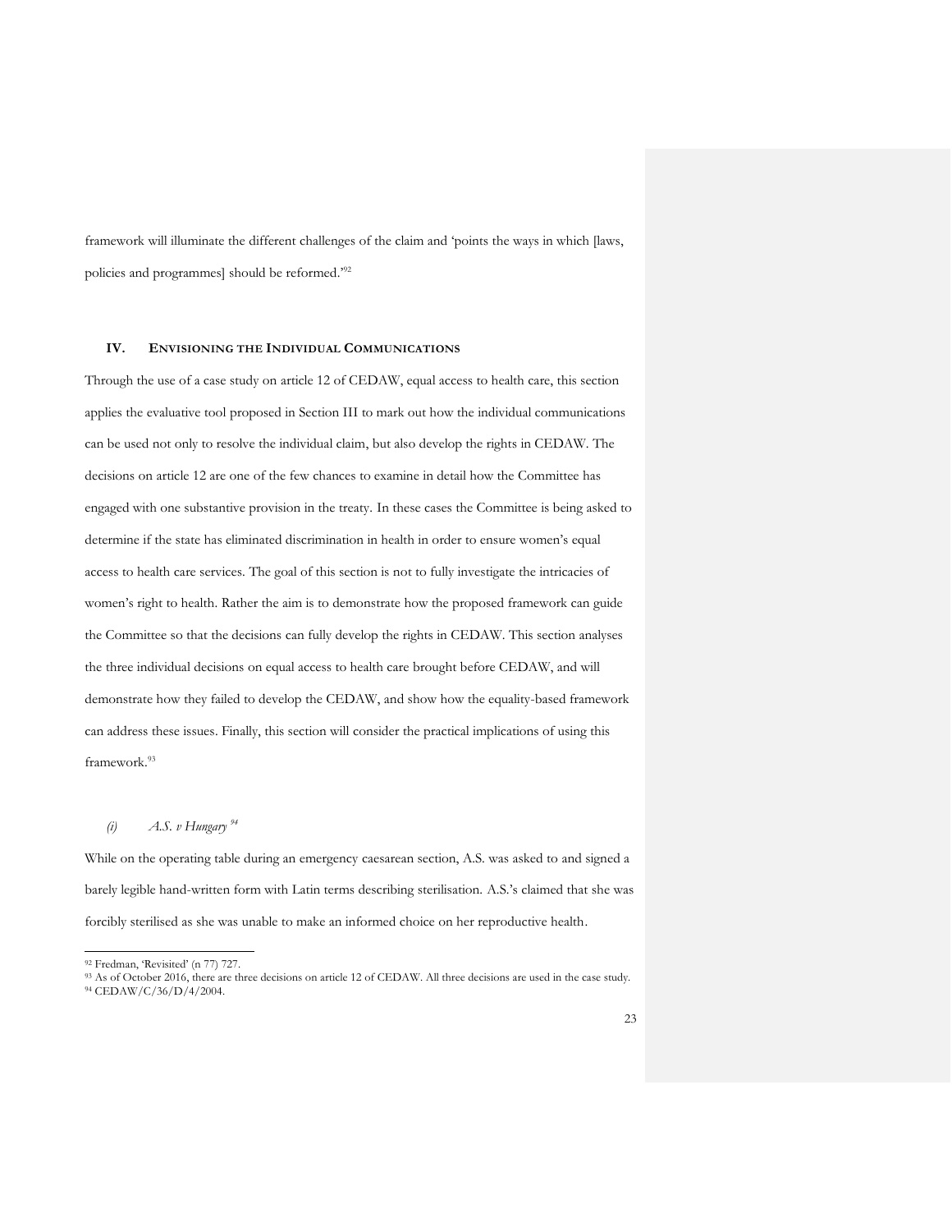framework will illuminate the different challenges of the claim and 'points the ways in which [laws, policies and programmes] should be reformed.'[92]

## IV. ENVISIONING THE INDIVIDUAL COMMUNICATIONS

Through the use of a case study on article 12 of CEDAW, equal access to health care, this section applies the evaluative tool proposed in Section III to mark out how the individual communications can be used not only to resolve the individual claim, but also develop the rights in CEDAW. The decisions on article 12 are one of the few chances to examine in detail how the Committee has engaged with one substantive provision in the treaty. In these cases the Committee is being asked to determine if the state has eliminated discrimination in health in order to ensure women's equal access to health care services. The goal of this section is not to fully investigate the intricacies of women's right to health. Rather the aim is to demonstrate how the proposed framework can guide the Committee so that the decisions can fully develop the rights in CEDAW. This section analyses the three individual decisions on equal access to health care brought before CEDAW, and will demonstrate how they failed to develop the CEDAW, and show how the equality-based framework can address these issues. Finally, this section will consider the practical implications of using this framework.[93]

### *(i) A.S. v Hungary* [94]

While on the operating table during an emergency caesarean section, A.S. was asked to and signed a barely legible hand-written form with Latin terms describing sterilisation. A.S.'s claimed that she was forcibly sterilised as she was unable to make an informed choice on her reproductive health.

---

[92] Fredman, 'Revisited' (n 77) 727.

[93] As of October 2016, there are three decisions on article 12 of CEDAW. All three decisions are used in the case study.

[94] CEDAW/C/36/D/4/2004.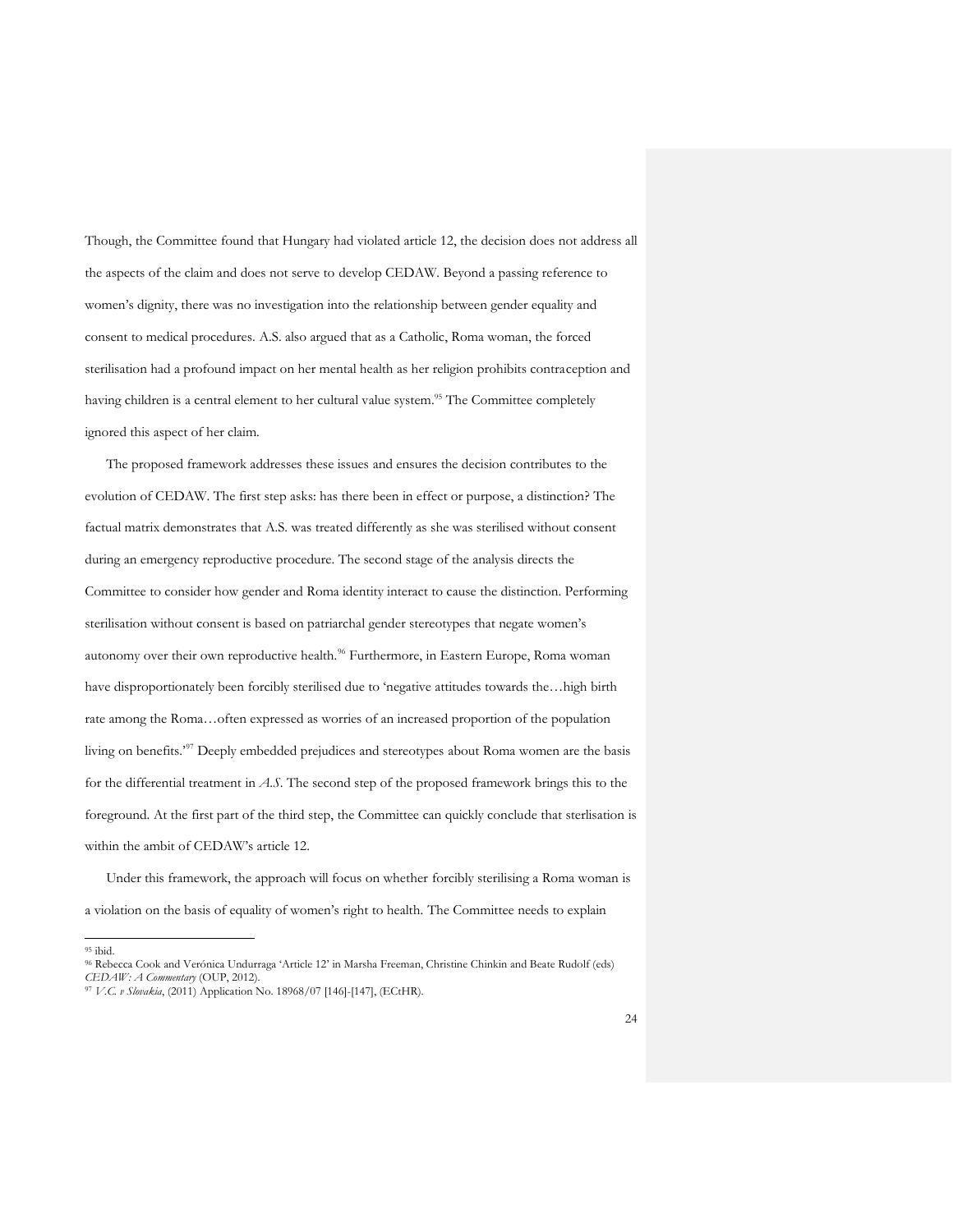Though, the Committee found that Hungary had violated article 12, the decision does not address all the aspects of the claim and does not serve to develop CEDAW. Beyond a passing reference to women's dignity, there was no investigation into the relationship between gender equality and consent to medical procedures. A.S. also argued that as a Catholic, Roma woman, the forced sterilisation had a profound impact on her mental health as her religion prohibits contraception and having children is a central element to her cultural value system.[95] The Committee completely ignored this aspect of her claim.

The proposed framework addresses these issues and ensures the decision contributes to the evolution of CEDAW. The first step asks: has there been in effect or purpose, a distinction? The factual matrix demonstrates that A.S. was treated differently as she was sterilised without consent during an emergency reproductive procedure. The second stage of the analysis directs the Committee to consider how gender and Roma identity interact to cause the distinction. Performing sterilisation without consent is based on patriarchal gender stereotypes that negate women's autonomy over their own reproductive health.[96] Furthermore, in Eastern Europe, Roma woman have disproportionately been forcibly sterilised due to 'negative attitudes towards the…high birth rate among the Roma…often expressed as worries of an increased proportion of the population living on benefits.'[97] Deeply embedded prejudices and stereotypes about Roma women are the basis for the differential treatment in *A.S*. The second step of the proposed framework brings this to the foreground. At the first part of the third step, the Committee can quickly conclude that sterlisation is within the ambit of CEDAW's article 12.

Under this framework, the approach will focus on whether forcibly sterilising a Roma woman is a violation on the basis of equality of women's right to health. The Committee needs to explain

---

[95] ibid.

[96] Rebecca Cook and Verónica Undurraga 'Article 12' in Marsha Freeman, Christine Chinkin and Beate Rudolf (eds) *CEDAW: A Commentary* (OUP, 2012).

[97] *V.C. v Slovakia*, (2011) Application No. 18968/07 [146]-[147], (ECtHR).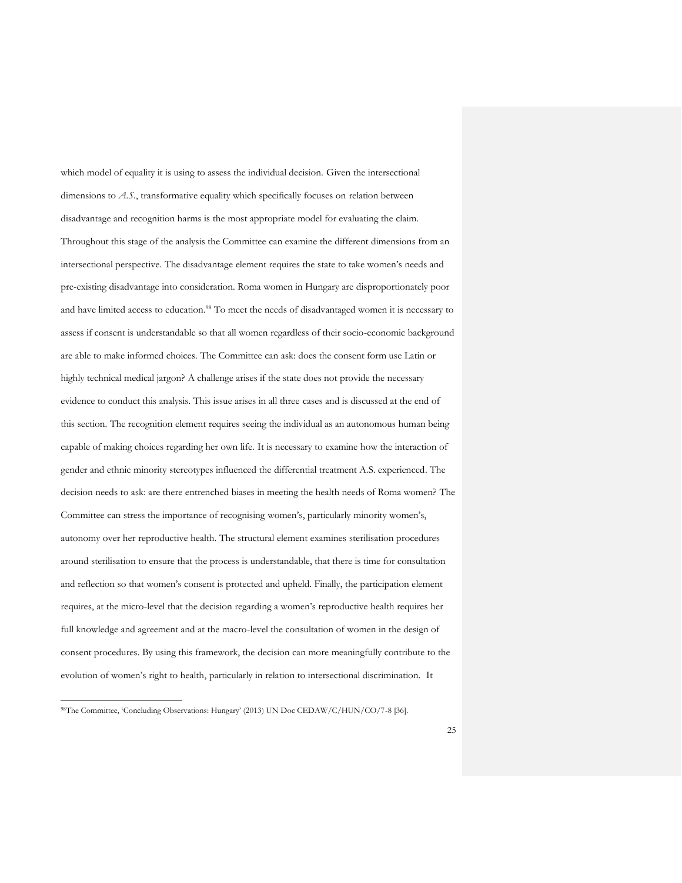which model of equality it is using to assess the individual decision. Given the intersectional dimensions to *A.S.*, transformative equality which specifically focuses on relation between disadvantage and recognition harms is the most appropriate model for evaluating the claim. Throughout this stage of the analysis the Committee can examine the different dimensions from an intersectional perspective. The disadvantage element requires the state to take women's needs and pre-existing disadvantage into consideration. Roma women in Hungary are disproportionately poor and have limited access to education.[98] To meet the needs of disadvantaged women it is necessary to assess if consent is understandable so that all women regardless of their socio-economic background are able to make informed choices. The Committee can ask: does the consent form use Latin or highly technical medical jargon? A challenge arises if the state does not provide the necessary evidence to conduct this analysis. This issue arises in all three cases and is discussed at the end of this section. The recognition element requires seeing the individual as an autonomous human being capable of making choices regarding her own life. It is necessary to examine how the interaction of gender and ethnic minority stereotypes influenced the differential treatment A.S. experienced. The decision needs to ask: are there entrenched biases in meeting the health needs of Roma women? The Committee can stress the importance of recognising women's, particularly minority women's, autonomy over her reproductive health. The structural element examines sterilisation procedures around sterilisation to ensure that the process is understandable, that there is time for consultation and reflection so that women's consent is protected and upheld. Finally, the participation element requires, at the micro-level that the decision regarding a women's reproductive health requires her full knowledge and agreement and at the macro-level the consultation of women in the design of consent procedures. By using this framework, the decision can more meaningfully contribute to the evolution of women's right to health, particularly in relation to intersectional discrimination. It

---

[98] The Committee, 'Concluding Observations: Hungary' (2013) UN Doc CEDAW/C/HUN/CO/7-8 [36].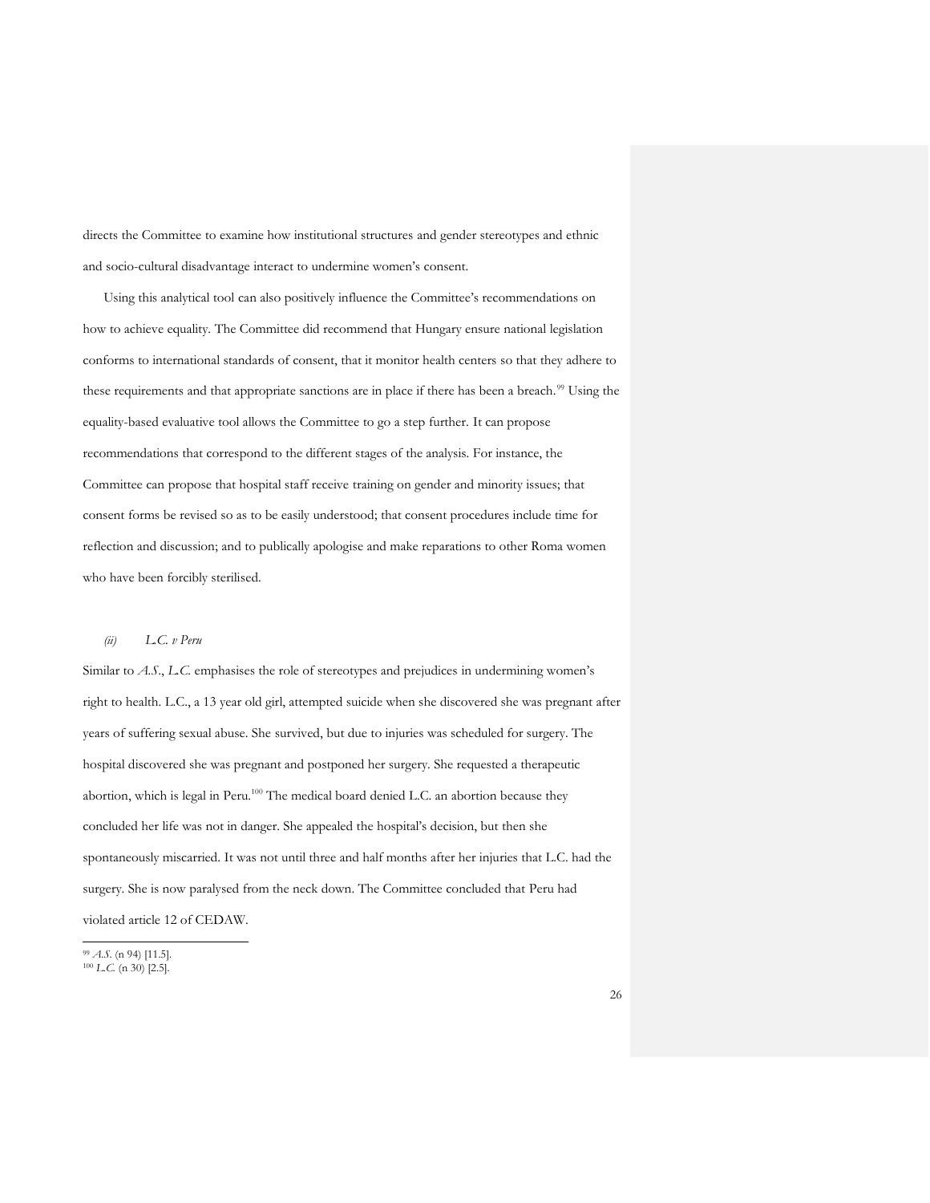directs the Committee to examine how institutional structures and gender stereotypes and ethnic and socio-cultural disadvantage interact to undermine women's consent.

Using this analytical tool can also positively influence the Committee's recommendations on how to achieve equality. The Committee did recommend that Hungary ensure national legislation conforms to international standards of consent, that it monitor health centers so that they adhere to these requirements and that appropriate sanctions are in place if there has been a breach.[99] Using the equality-based evaluative tool allows the Committee to go a step further. It can propose recommendations that correspond to the different stages of the analysis. For instance, the Committee can propose that hospital staff receive training on gender and minority issues; that consent forms be revised so as to be easily understood; that consent procedures include time for reflection and discussion; and to publically apologise and make reparations to other Roma women who have been forcibly sterilised.

*(ii) L.C. v Peru*

Similar to *A.S.*, *L.C.* emphasises the role of stereotypes and prejudices in undermining women's right to health. L.C., a 13 year old girl, attempted suicide when she discovered she was pregnant after years of suffering sexual abuse. She survived, but due to injuries was scheduled for surgery. The hospital discovered she was pregnant and postponed her surgery. She requested a therapeutic abortion, which is legal in Peru.[100] The medical board denied L.C. an abortion because they concluded her life was not in danger. She appealed the hospital's decision, but then she spontaneously miscarried. It was not until three and half months after her injuries that L.C. had the surgery. She is now paralysed from the neck down. The Committee concluded that Peru had violated article 12 of CEDAW.

---

[99] *A.S.* (n 94) [11.5].

[100] *L.C.* (n 30) [2.5].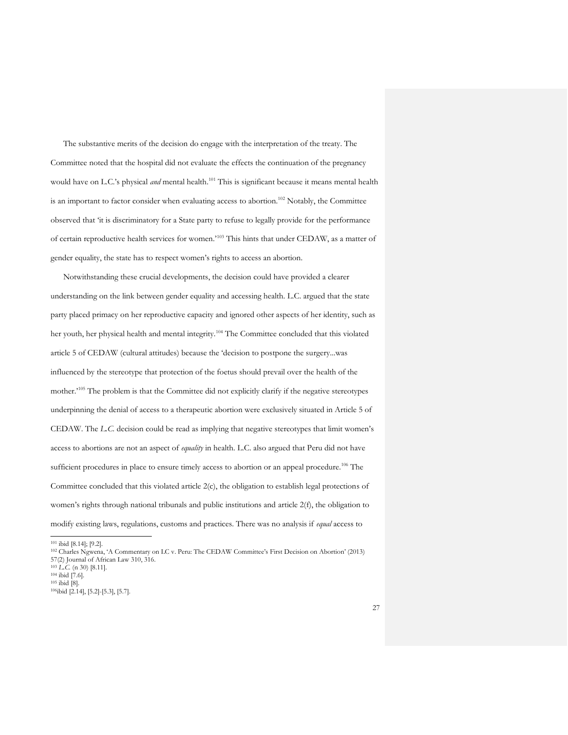The substantive merits of the decision do engage with the interpretation of the treaty. The Committee noted that the hospital did not evaluate the effects the continuation of the pregnancy would have on L.C.'s physical *and* mental health.[101] This is significant because it means mental health is an important to factor consider when evaluating access to abortion.[102] Notably, the Committee observed that 'it is discriminatory for a State party to refuse to legally provide for the performance of certain reproductive health services for women.'[103] This hints that under CEDAW, as a matter of gender equality, the state has to respect women's rights to access an abortion.

Notwithstanding these crucial developments, the decision could have provided a clearer understanding on the link between gender equality and accessing health. L.C. argued that the state party placed primacy on her reproductive capacity and ignored other aspects of her identity, such as her youth, her physical health and mental integrity.[104] The Committee concluded that this violated article 5 of CEDAW (cultural attitudes) because the 'decision to postpone the surgery...was influenced by the stereotype that protection of the foetus should prevail over the health of the mother.'[105] The problem is that the Committee did not explicitly clarify if the negative stereotypes underpinning the denial of access to a therapeutic abortion were exclusively situated in Article 5 of CEDAW. The *L.C.* decision could be read as implying that negative stereotypes that limit women's access to abortions are not an aspect of *equality* in health. L.C. also argued that Peru did not have sufficient procedures in place to ensure timely access to abortion or an appeal procedure.[106] The Committee concluded that this violated article 2(c), the obligation to establish legal protections of women's rights through national tribunals and public institutions and article 2(f), the obligation to modify existing laws, regulations, customs and practices. There was no analysis if *equal* access to

---

[101] ibid [8.14]; [9.2].
[102] Charles Ngwena, 'A Commentary on LC v. Peru: The CEDAW Committee's First Decision on Abortion' (2013) 57(2) Journal of African Law 310, 316.
[103] *L.C.* (n 30) [8.11].
[104] ibid [7.6].
[105] ibid [8].
[106] ibid [2.14], [5.2]-[5.3], [5.7].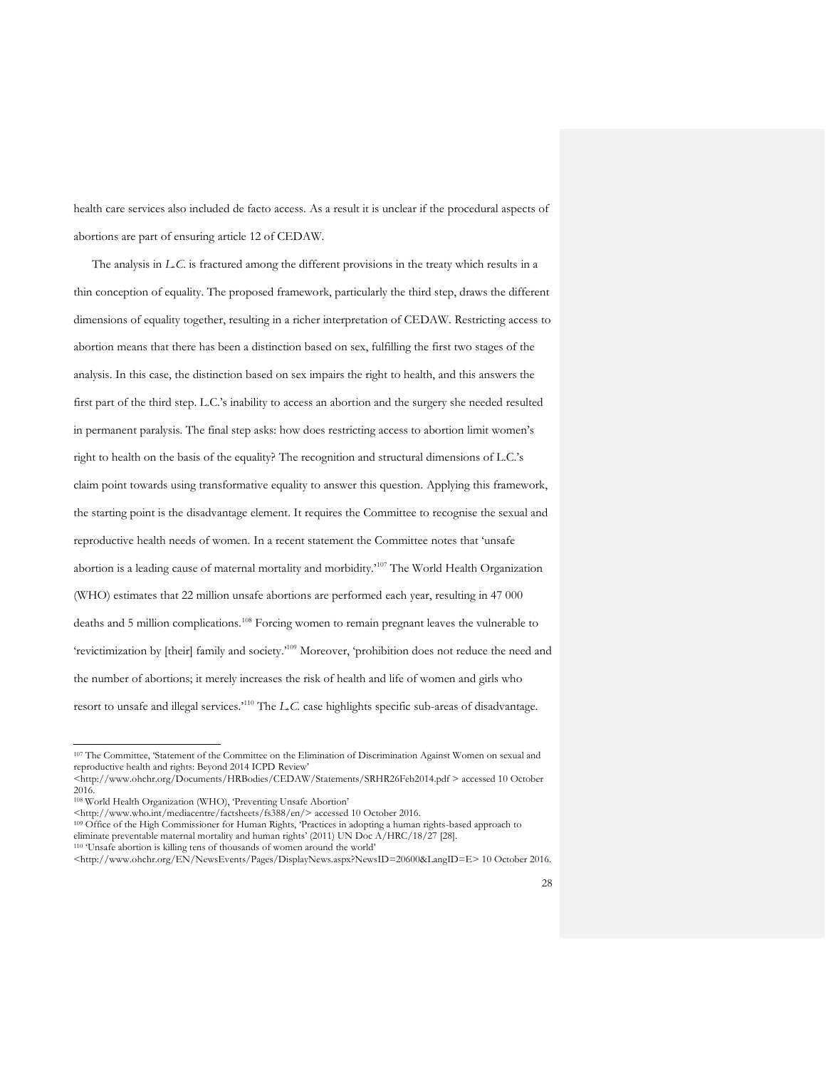health care services also included de facto access. As a result it is unclear if the procedural aspects of abortions are part of ensuring article 12 of CEDAW.

The analysis in *L.C.* is fractured among the different provisions in the treaty which results in a thin conception of equality. The proposed framework, particularly the third step, draws the different dimensions of equality together, resulting in a richer interpretation of CEDAW. Restricting access to abortion means that there has been a distinction based on sex, fulfilling the first two stages of the analysis. In this case, the distinction based on sex impairs the right to health, and this answers the first part of the third step. L.C.'s inability to access an abortion and the surgery she needed resulted in permanent paralysis. The final step asks: how does restricting access to abortion limit women's right to health on the basis of the equality? The recognition and structural dimensions of L.C.'s claim point towards using transformative equality to answer this question. Applying this framework, the starting point is the disadvantage element. It requires the Committee to recognise the sexual and reproductive health needs of women. In a recent statement the Committee notes that 'unsafe abortion is a leading cause of maternal mortality and morbidity.'[107] The World Health Organization (WHO) estimates that 22 million unsafe abortions are performed each year, resulting in 47 000 deaths and 5 million complications.[108] Forcing women to remain pregnant leaves the vulnerable to 'revictimization by [their] family and society.'[109] Moreover, 'prohibition does not reduce the need and the number of abortions; it merely increases the risk of health and life of women and girls who resort to unsafe and illegal services.'[110] The *L.C.* case highlights specific sub-areas of disadvantage.

---

[107] The Committee, 'Statement of the Committee on the Elimination of Discrimination Against Women on sexual and reproductive health and rights: Beyond 2014 ICPD Review' <http://www.ohchr.org/Documents/HRBodies/CEDAW/Statements/SRHR26Feb2014.pdf > accessed 10 October 2016.

[108] World Health Organization (WHO), 'Preventing Unsafe Abortion' <http://www.who.int/mediacentre/factsheets/fs388/en/> accessed 10 October 2016.

[109] Office of the High Commissioner for Human Rights, 'Practices in adopting a human rights-based approach to eliminate preventable maternal mortality and human rights' (2011) UN Doc A/HRC/18/27 [28].

[110] 'Unsafe abortion is killing tens of thousands of women around the world' <http://www.ohchr.org/EN/NewsEvents/Pages/DisplayNews.aspx?NewsID=20600&LangID=E> 10 October 2016.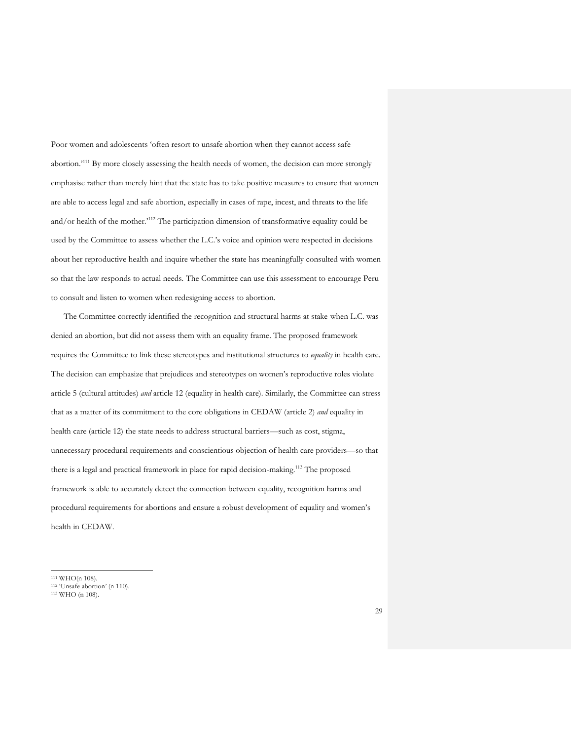Poor women and adolescents 'often resort to unsafe abortion when they cannot access safe abortion.'[111] By more closely assessing the health needs of women, the decision can more strongly emphasise rather than merely hint that the state has to take positive measures to ensure that women are able to access legal and safe abortion, especially in cases of rape, incest, and threats to the life and/or health of the mother.'[112] The participation dimension of transformative equality could be used by the Committee to assess whether the L.C.'s voice and opinion were respected in decisions about her reproductive health and inquire whether the state has meaningfully consulted with women so that the law responds to actual needs. The Committee can use this assessment to encourage Peru to consult and listen to women when redesigning access to abortion.

The Committee correctly identified the recognition and structural harms at stake when L.C. was denied an abortion, but did not assess them with an equality frame. The proposed framework requires the Committee to link these stereotypes and institutional structures to *equality* in health care. The decision can emphasize that prejudices and stereotypes on women's reproductive roles violate article 5 (cultural attitudes) *and* article 12 (equality in health care). Similarly, the Committee can stress that as a matter of its commitment to the core obligations in CEDAW (article 2) *and* equality in health care (article 12) the state needs to address structural barriers—such as cost, stigma, unnecessary procedural requirements and conscientious objection of health care providers—so that there is a legal and practical framework in place for rapid decision-making.[113] The proposed framework is able to accurately detect the connection between equality, recognition harms and procedural requirements for abortions and ensure a robust development of equality and women's health in CEDAW.

---

[111] WHO(n 108).
[112] 'Unsafe abortion' (n 110).
[113] WHO (n 108).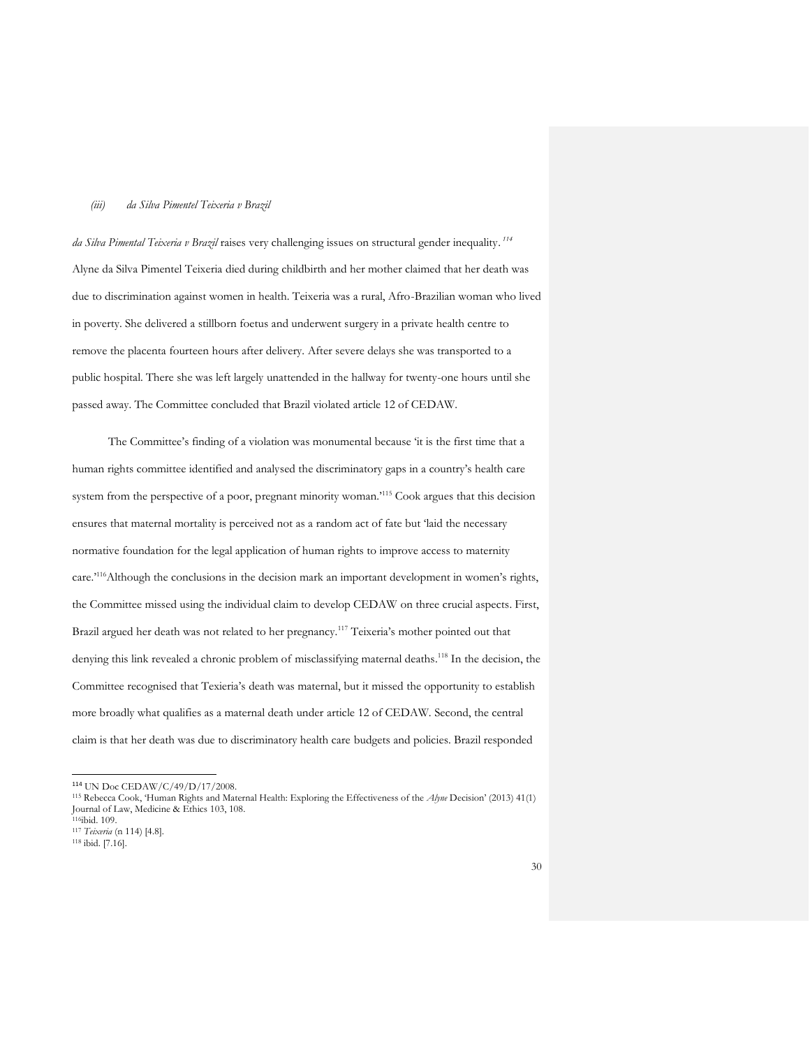*(iii) da Silva Pimentel Teixeria v Brazil*

*da Silva Pimental Teixeria v Brazil* raises very challenging issues on structural gender inequality.[114] Alyne da Silva Pimentel Teixeria died during childbirth and her mother claimed that her death was due to discrimination against women in health. Teixeria was a rural, Afro-Brazilian woman who lived in poverty. She delivered a stillborn foetus and underwent surgery in a private health centre to remove the placenta fourteen hours after delivery. After severe delays she was transported to a public hospital. There she was left largely unattended in the hallway for twenty-one hours until she passed away. The Committee concluded that Brazil violated article 12 of CEDAW.

The Committee's finding of a violation was monumental because 'it is the first time that a human rights committee identified and analysed the discriminatory gaps in a country's health care system from the perspective of a poor, pregnant minority woman.'[115] Cook argues that this decision ensures that maternal mortality is perceived not as a random act of fate but 'laid the necessary normative foundation for the legal application of human rights to improve access to maternity care.'[116] Although the conclusions in the decision mark an important development in women's rights, the Committee missed using the individual claim to develop CEDAW on three crucial aspects. First, Brazil argued her death was not related to her pregnancy.[117] Teixeria's mother pointed out that denying this link revealed a chronic problem of misclassifying maternal deaths.[118] In the decision, the Committee recognised that Texieria's death was maternal, but it missed the opportunity to establish more broadly what qualifies as a maternal death under article 12 of CEDAW. Second, the central claim is that her death was due to discriminatory health care budgets and policies. Brazil responded

---

[114] UN Doc CEDAW/C/49/D/17/2008.

[115] Rebecca Cook, 'Human Rights and Maternal Health: Exploring the Effectiveness of the *Alyne* Decision' (2013) 41(1) Journal of Law, Medicine & Ethics 103, 108.

[116] ibid. 109.

[117] *Teixeria* (n 114) [4.8].

[118] ibid. [7.16].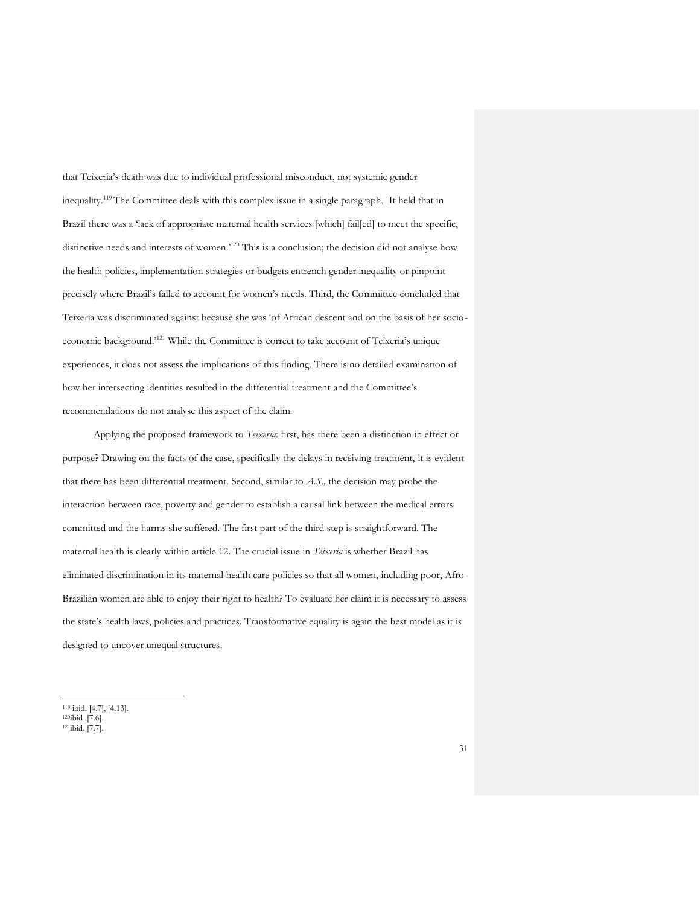that Teixeria's death was due to individual professional misconduct, not systemic gender inequality.[119] The Committee deals with this complex issue in a single paragraph. It held that in Brazil there was a 'lack of appropriate maternal health services [which] fail[ed] to meet the specific, distinctive needs and interests of women.'[120] This is a conclusion; the decision did not analyse how the health policies, implementation strategies or budgets entrench gender inequality or pinpoint precisely where Brazil's failed to account for women's needs. Third, the Committee concluded that Teixeria was discriminated against because she was 'of African descent and on the basis of her socio-economic background.'[121] While the Committee is correct to take account of Teixeria's unique experiences, it does not assess the implications of this finding. There is no detailed examination of how her intersecting identities resulted in the differential treatment and the Committee's recommendations do not analyse this aspect of the claim.

Applying the proposed framework to *Teixeria*: first, has there been a distinction in effect or purpose? Drawing on the facts of the case, specifically the delays in receiving treatment, it is evident that there has been differential treatment. Second, similar to *A.S.,* the decision may probe the interaction between race, poverty and gender to establish a causal link between the medical errors committed and the harms she suffered. The first part of the third step is straightforward. The maternal health is clearly within article 12. The crucial issue in *Teixeria* is whether Brazil has eliminated discrimination in its maternal health care policies so that all women, including poor, Afro-Brazilian women are able to enjoy their right to health? To evaluate her claim it is necessary to assess the state's health laws, policies and practices. Transformative equality is again the best model as it is designed to uncover unequal structures.

---

[119] ibid. [4.7], [4.13].
[120] ibid .[7.6].
[121] ibid. [7.7].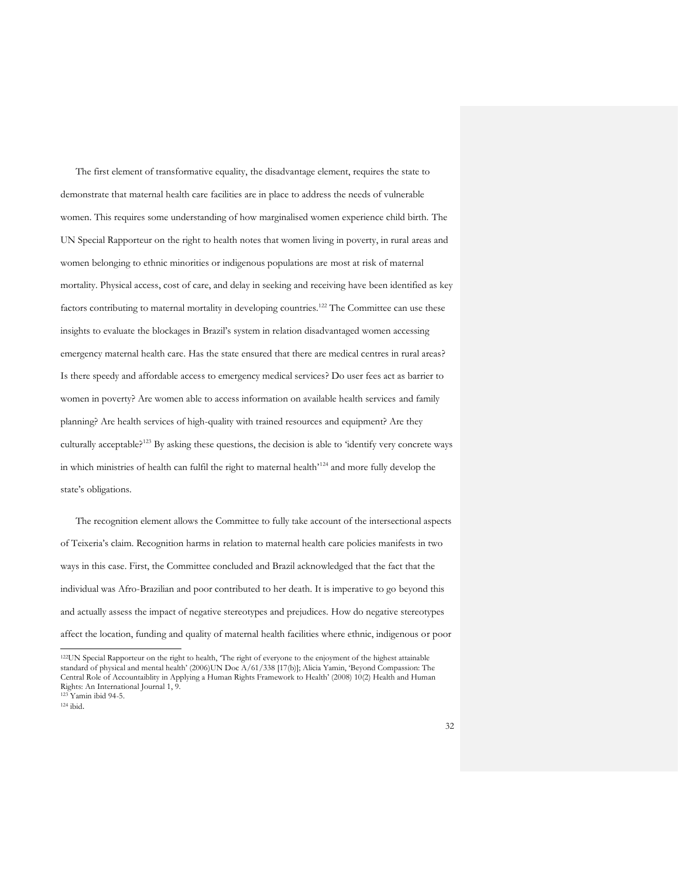The first element of transformative equality, the disadvantage element, requires the state to demonstrate that maternal health care facilities are in place to address the needs of vulnerable women. This requires some understanding of how marginalised women experience child birth. The UN Special Rapporteur on the right to health notes that women living in poverty, in rural areas and women belonging to ethnic minorities or indigenous populations are most at risk of maternal mortality. Physical access, cost of care, and delay in seeking and receiving have been identified as key factors contributing to maternal mortality in developing countries.[122] The Committee can use these insights to evaluate the blockages in Brazil's system in relation disadvantaged women accessing emergency maternal health care. Has the state ensured that there are medical centres in rural areas? Is there speedy and affordable access to emergency medical services? Do user fees act as barrier to women in poverty? Are women able to access information on available health services and family planning? Are health services of high-quality with trained resources and equipment? Are they culturally acceptable?[123] By asking these questions, the decision is able to 'identify very concrete ways in which ministries of health can fulfil the right to maternal health'[124] and more fully develop the state's obligations.

The recognition element allows the Committee to fully take account of the intersectional aspects of Teixeria's claim. Recognition harms in relation to maternal health care policies manifests in two ways in this case. First, the Committee concluded and Brazil acknowledged that the fact that the individual was Afro-Brazilian and poor contributed to her death. It is imperative to go beyond this and actually assess the impact of negative stereotypes and prejudices. How do negative stereotypes affect the location, funding and quality of maternal health facilities where ethnic, indigenous or poor

[122] UN Special Rapporteur on the right to health, 'The right of everyone to the enjoyment of the highest attainable standard of physical and mental health' (2006)UN Doc A/61/338 [17(b)]; Alicia Yamin, 'Beyond Compassion: The Central Role of Accountaiblity in Applying a Human Rights Framework to Health' (2008) 10(2) Health and Human Rights: An International Journal 1, 9.

[123] Yamin ibid 94-5.

[124] ibid.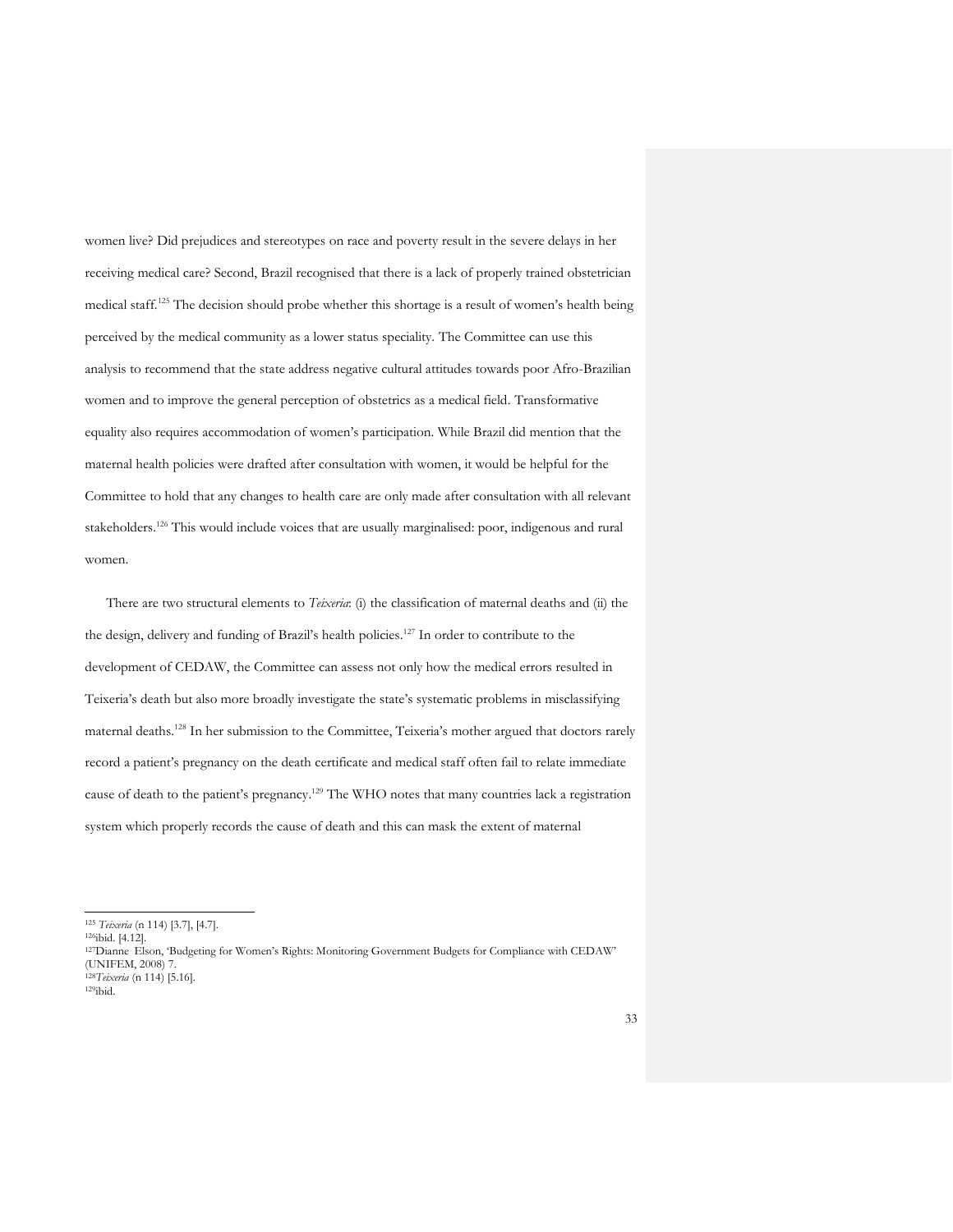women live? Did prejudices and stereotypes on race and poverty result in the severe delays in her receiving medical care? Second, Brazil recognised that there is a lack of properly trained obstetrician medical staff.[125] The decision should probe whether this shortage is a result of women's health being perceived by the medical community as a lower status speciality. The Committee can use this analysis to recommend that the state address negative cultural attitudes towards poor Afro-Brazilian women and to improve the general perception of obstetrics as a medical field. Transformative equality also requires accommodation of women's participation. While Brazil did mention that the maternal health policies were drafted after consultation with women, it would be helpful for the Committee to hold that any changes to health care are only made after consultation with all relevant stakeholders.[126] This would include voices that are usually marginalised: poor, indigenous and rural women.

There are two structural elements to *Teixeria*: (i) the classification of maternal deaths and (ii) the the design, delivery and funding of Brazil's health policies.[127] In order to contribute to the development of CEDAW, the Committee can assess not only how the medical errors resulted in Teixeria's death but also more broadly investigate the state's systematic problems in misclassifying maternal deaths.[128] In her submission to the Committee, Teixeria's mother argued that doctors rarely record a patient's pregnancy on the death certificate and medical staff often fail to relate immediate cause of death to the patient's pregnancy.[129] The WHO notes that many countries lack a registration system which properly records the cause of death and this can mask the extent of maternal

---

[125] *Teixeria* (n 114) [3.7], [4.7].
[126] ibid. [4.12].
[127] Dianne Elson, 'Budgeting for Women's Rights: Monitoring Government Budgets for Compliance with CEDAW' (UNIFEM, 2008) 7.
[128] *Teixeria* (n 114) [5.16].
[129] ibid.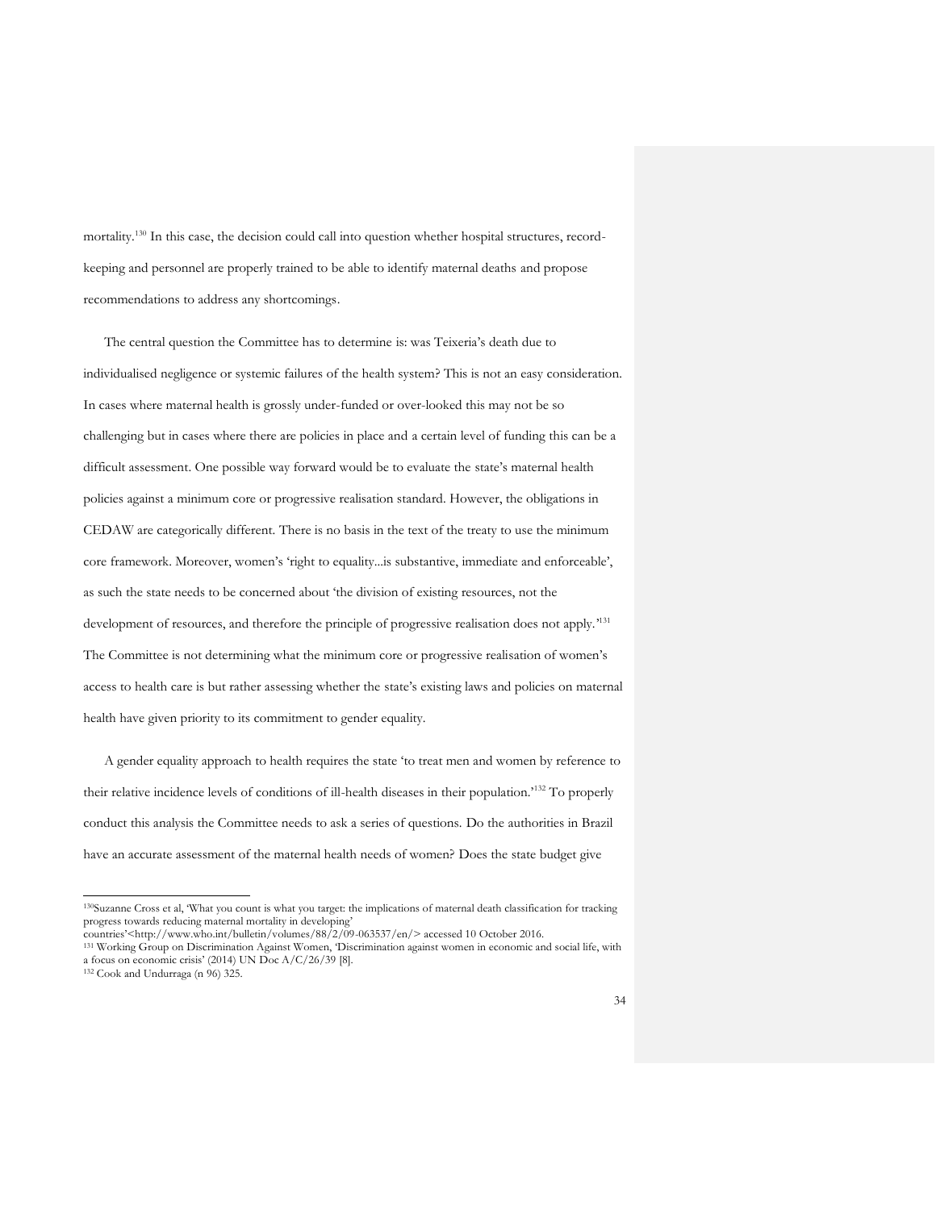mortality.[130] In this case, the decision could call into question whether hospital structures, record-keeping and personnel are properly trained to be able to identify maternal deaths and propose recommendations to address any shortcomings.

The central question the Committee has to determine is: was Teixeria's death due to individualised negligence or systemic failures of the health system? This is not an easy consideration. In cases where maternal health is grossly under-funded or over-looked this may not be so challenging but in cases where there are policies in place and a certain level of funding this can be a difficult assessment. One possible way forward would be to evaluate the state's maternal health policies against a minimum core or progressive realisation standard. However, the obligations in CEDAW are categorically different. There is no basis in the text of the treaty to use the minimum core framework. Moreover, women's 'right to equality...is substantive, immediate and enforceable', as such the state needs to be concerned about 'the division of existing resources, not the development of resources, and therefore the principle of progressive realisation does not apply.'[131] The Committee is not determining what the minimum core or progressive realisation of women's access to health care is but rather assessing whether the state's existing laws and policies on maternal health have given priority to its commitment to gender equality.

A gender equality approach to health requires the state 'to treat men and women by reference to their relative incidence levels of conditions of ill-health diseases in their population.'[132] To properly conduct this analysis the Committee needs to ask a series of questions. Do the authorities in Brazil have an accurate assessment of the maternal health needs of women? Does the state budget give

---

[130] Suzanne Cross et al, 'What you count is what you target: the implications of maternal death classification for tracking progress towards reducing maternal mortality in developing' countries'<http://www.who.int/bulletin/volumes/88/2/09-063537/en/> accessed 10 October 2016.

[131] Working Group on Discrimination Against Women, 'Discrimination against women in economic and social life, with a focus on economic crisis' (2014) UN Doc A/C/26/39 [8].

[132] Cook and Undurraga (n 96) 325.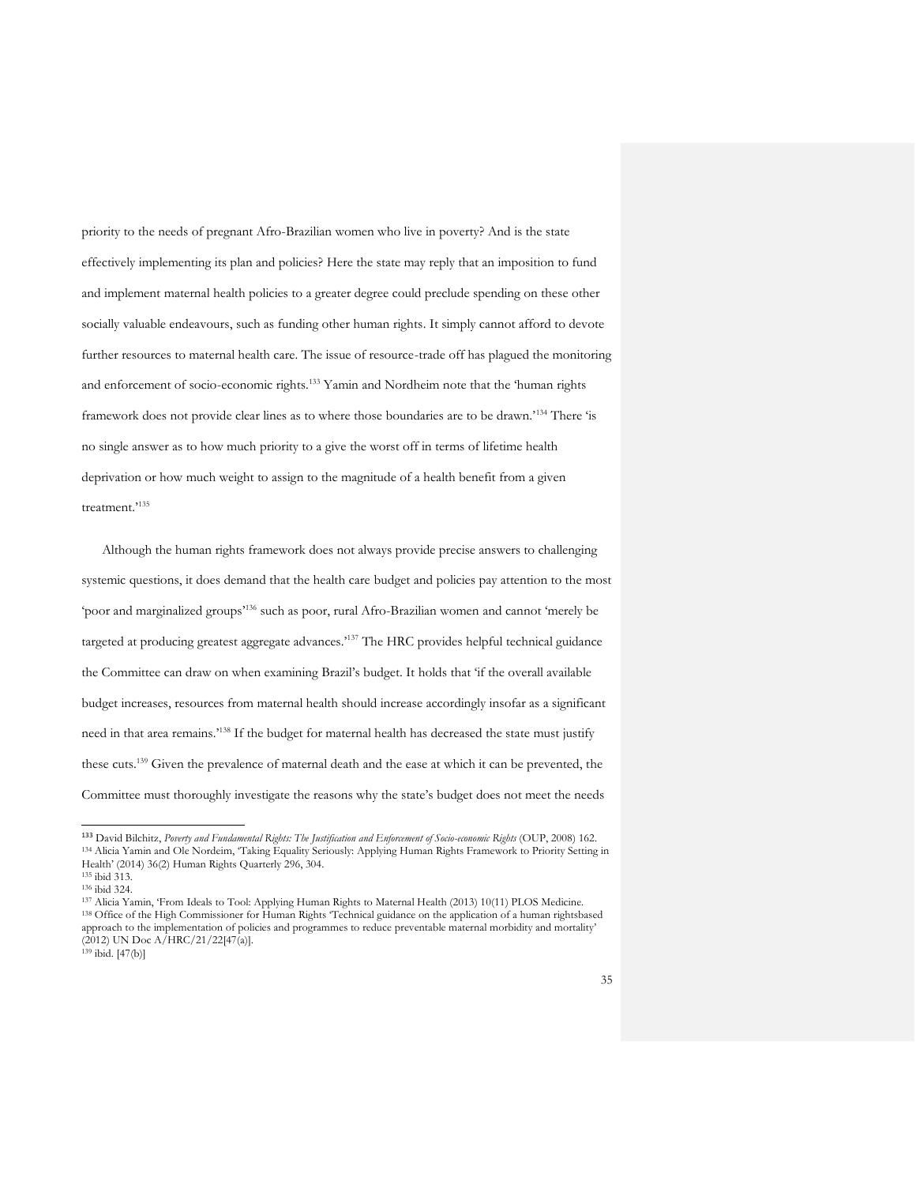priority to the needs of pregnant Afro-Brazilian women who live in poverty? And is the state effectively implementing its plan and policies? Here the state may reply that an imposition to fund and implement maternal health policies to a greater degree could preclude spending on these other socially valuable endeavours, such as funding other human rights. It simply cannot afford to devote further resources to maternal health care. The issue of resource-trade off has plagued the monitoring and enforcement of socio-economic rights.[133] Yamin and Nordheim note that the 'human rights framework does not provide clear lines as to where those boundaries are to be drawn.'[134] There 'is no single answer as to how much priority to a give the worst off in terms of lifetime health deprivation or how much weight to assign to the magnitude of a health benefit from a given treatment.'[135]

Although the human rights framework does not always provide precise answers to challenging systemic questions, it does demand that the health care budget and policies pay attention to the most 'poor and marginalized groups'[136] such as poor, rural Afro-Brazilian women and cannot 'merely be targeted at producing greatest aggregate advances.'[137] The HRC provides helpful technical guidance the Committee can draw on when examining Brazil's budget. It holds that 'if the overall available budget increases, resources from maternal health should increase accordingly insofar as a significant need in that area remains.'[138] If the budget for maternal health has decreased the state must justify these cuts.[139] Given the prevalence of maternal death and the ease at which it can be prevented, the Committee must thoroughly investigate the reasons why the state's budget does not meet the needs

---

[133] David Bilchitz, *Poverty and Fundamental Rights: The Justification and Enforcement of Socio-economic Rights* (OUP, 2008) 162.
[134] Alicia Yamin and Ole Nordeim, 'Taking Equality Seriously: Applying Human Rights Framework to Priority Setting in Health' (2014) 36(2) Human Rights Quarterly 296, 304.
[135] ibid 313.
[136] ibid 324.
[137] Alicia Yamin, 'From Ideals to Tool: Applying Human Rights to Maternal Health (2013) 10(11) PLOS Medicine.
[138] Office of the High Commissioner for Human Rights 'Technical guidance on the application of a human rightsbased approach to the implementation of policies and programmes to reduce preventable maternal morbidity and mortality' (2012) UN Doc A/HRC/21/22[47(a)].
[139] ibid. [47(b)]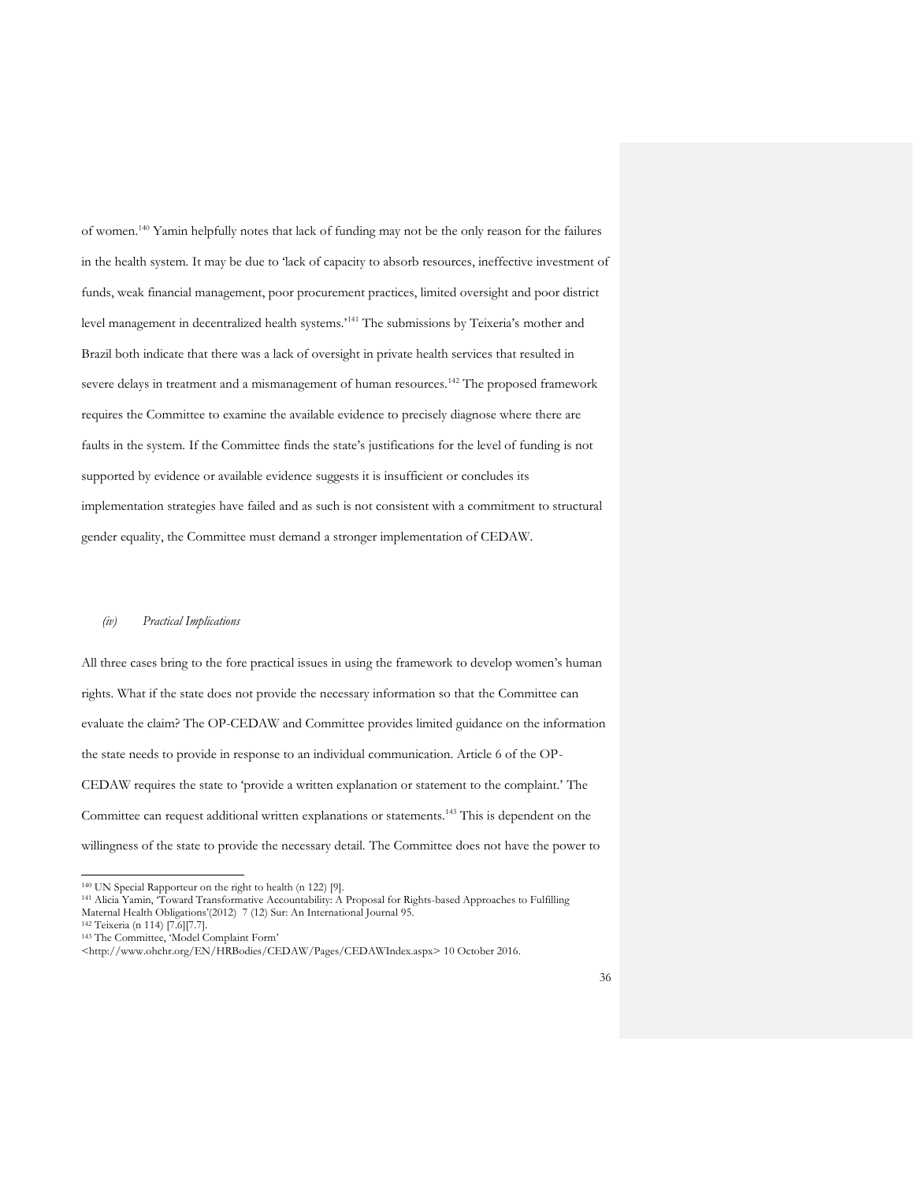of women.[140] Yamin helpfully notes that lack of funding may not be the only reason for the failures in the health system. It may be due to 'lack of capacity to absorb resources, ineffective investment of funds, weak financial management, poor procurement practices, limited oversight and poor district level management in decentralized health systems.'[141] The submissions by Teixeria's mother and Brazil both indicate that there was a lack of oversight in private health services that resulted in severe delays in treatment and a mismanagement of human resources.[142] The proposed framework requires the Committee to examine the available evidence to precisely diagnose where there are faults in the system. If the Committee finds the state's justifications for the level of funding is not supported by evidence or available evidence suggests it is insufficient or concludes its implementation strategies have failed and as such is not consistent with a commitment to structural gender equality, the Committee must demand a stronger implementation of CEDAW.

### *(iv) Practical Implications*

All three cases bring to the fore practical issues in using the framework to develop women's human rights. What if the state does not provide the necessary information so that the Committee can evaluate the claim? The OP-CEDAW and Committee provides limited guidance on the information the state needs to provide in response to an individual communication. Article 6 of the OP-CEDAW requires the state to 'provide a written explanation or statement to the complaint.' The Committee can request additional written explanations or statements.[143] This is dependent on the willingness of the state to provide the necessary detail. The Committee does not have the power to

---

[140] UN Special Rapporteur on the right to health (n 122) [9].

[141] Alicia Yamin, 'Toward Transformative Accountability: A Proposal for Rights-based Approaches to Fulfilling Maternal Health Obligations'(2012) 7 (12) Sur: An International Journal 95.

[142] Teixeria (n 114) [7.6][7.7].

[143] The Committee, 'Model Complaint Form' <http://www.ohchr.org/EN/HRBodies/CEDAW/Pages/CEDAWIndex.aspx> 10 October 2016.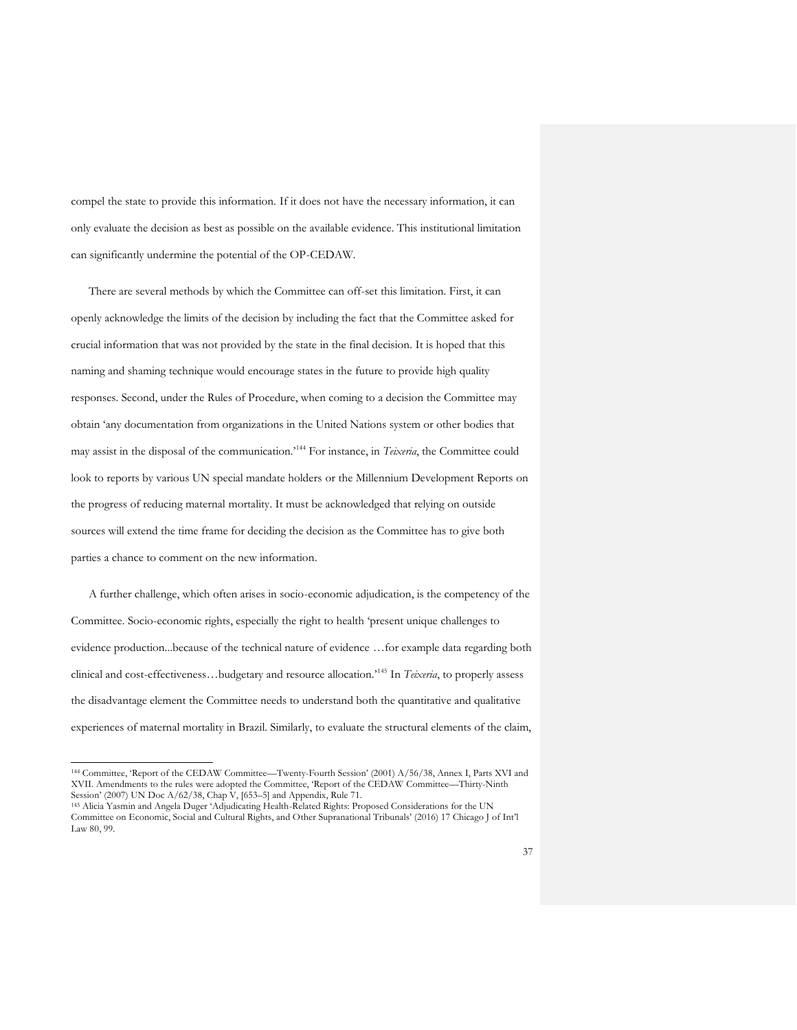compel the state to provide this information. If it does not have the necessary information, it can only evaluate the decision as best as possible on the available evidence. This institutional limitation can significantly undermine the potential of the OP-CEDAW.

There are several methods by which the Committee can off-set this limitation. First, it can openly acknowledge the limits of the decision by including the fact that the Committee asked for crucial information that was not provided by the state in the final decision. It is hoped that this naming and shaming technique would encourage states in the future to provide high quality responses. Second, under the Rules of Procedure, when coming to a decision the Committee may obtain 'any documentation from organizations in the United Nations system or other bodies that may assist in the disposal of the communication.'[144] For instance, in *Teixeria*, the Committee could look to reports by various UN special mandate holders or the Millennium Development Reports on the progress of reducing maternal mortality. It must be acknowledged that relying on outside sources will extend the time frame for deciding the decision as the Committee has to give both parties a chance to comment on the new information.

A further challenge, which often arises in socio-economic adjudication, is the competency of the Committee. Socio-economic rights, especially the right to health 'present unique challenges to evidence production...because of the technical nature of evidence …for example data regarding both clinical and cost-effectiveness…budgetary and resource allocation.'[145] In *Teixeria*, to properly assess the disadvantage element the Committee needs to understand both the quantitative and qualitative experiences of maternal mortality in Brazil. Similarly, to evaluate the structural elements of the claim,

---

[144] Committee, 'Report of the CEDAW Committee—Twenty-Fourth Session' (2001) A/56/38, Annex I, Parts XVI and XVII. Amendments to the rules were adopted the Committee, 'Report of the CEDAW Committee—Thirty-Ninth Session' (2007) UN Doc A/62/38, Chap V, [653–5] and Appendix, Rule 71.

[145] Alicia Yasmin and Angela Duger 'Adjudicating Health-Related Rights: Proposed Considerations for the UN Committee on Economic, Social and Cultural Rights, and Other Supranational Tribunals' (2016) 17 Chicago J of Int'l Law 80, 99.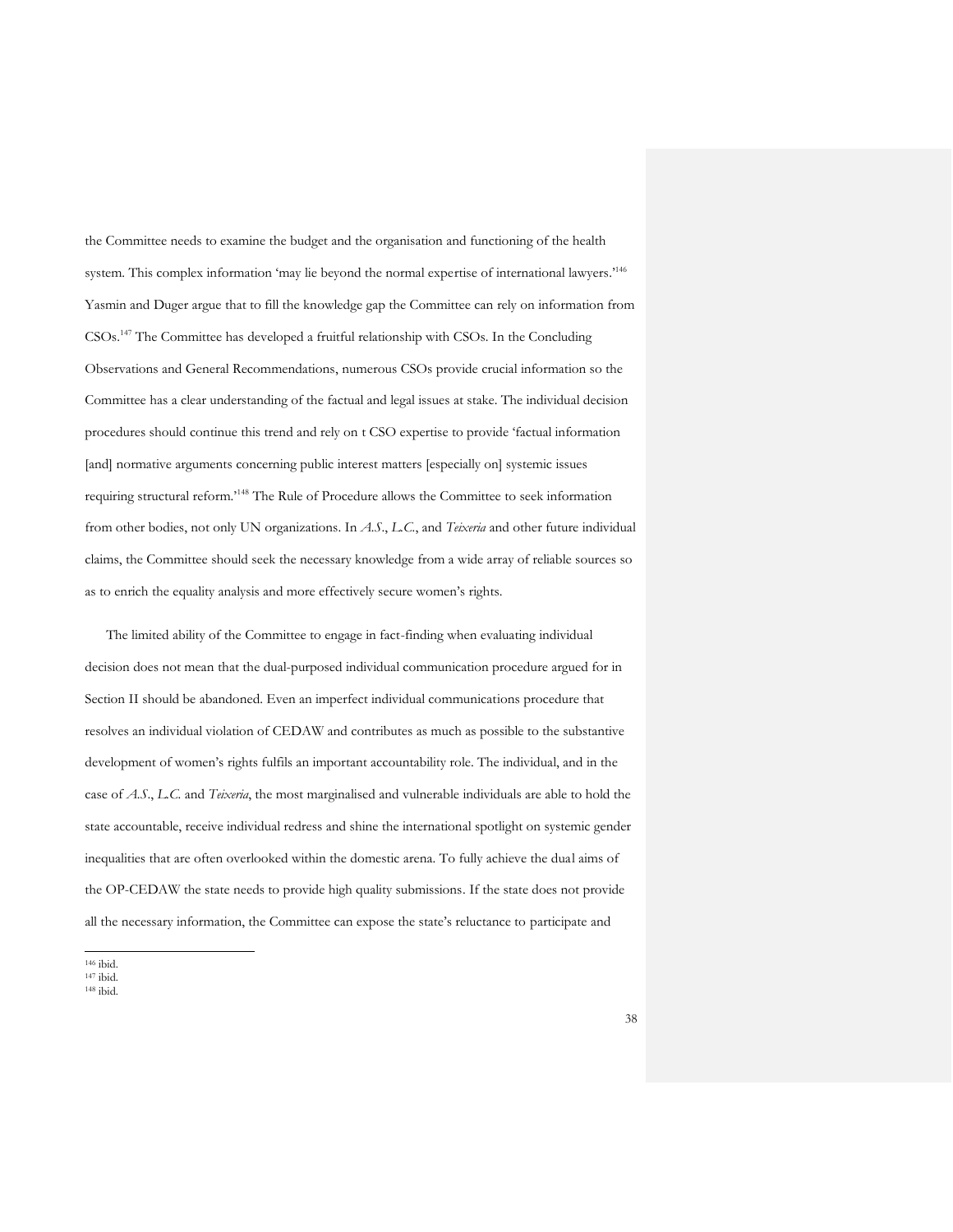the Committee needs to examine the budget and the organisation and functioning of the health system. This complex information 'may lie beyond the normal expertise of international lawyers.'[146] Yasmin and Duger argue that to fill the knowledge gap the Committee can rely on information from CSOs.[147] The Committee has developed a fruitful relationship with CSOs. In the Concluding Observations and General Recommendations, numerous CSOs provide crucial information so the Committee has a clear understanding of the factual and legal issues at stake. The individual decision procedures should continue this trend and rely on t CSO expertise to provide 'factual information [and] normative arguments concerning public interest matters [especially on] systemic issues requiring structural reform.'[148] The Rule of Procedure allows the Committee to seek information from other bodies, not only UN organizations. In *A.S.*, *L.C.*, and *Teixeria* and other future individual claims, the Committee should seek the necessary knowledge from a wide array of reliable sources so as to enrich the equality analysis and more effectively secure women's rights.

The limited ability of the Committee to engage in fact-finding when evaluating individual decision does not mean that the dual-purposed individual communication procedure argued for in Section II should be abandoned. Even an imperfect individual communications procedure that resolves an individual violation of CEDAW and contributes as much as possible to the substantive development of women's rights fulfils an important accountability role. The individual, and in the case of *A.S.*, *L.C.* and *Teixeria*, the most marginalised and vulnerable individuals are able to hold the state accountable, receive individual redress and shine the international spotlight on systemic gender inequalities that are often overlooked within the domestic arena. To fully achieve the dual aims of the OP-CEDAW the state needs to provide high quality submissions. If the state does not provide all the necessary information, the Committee can expose the state's reluctance to participate and

---

[146] ibid.
[147] ibid.
[148] ibid.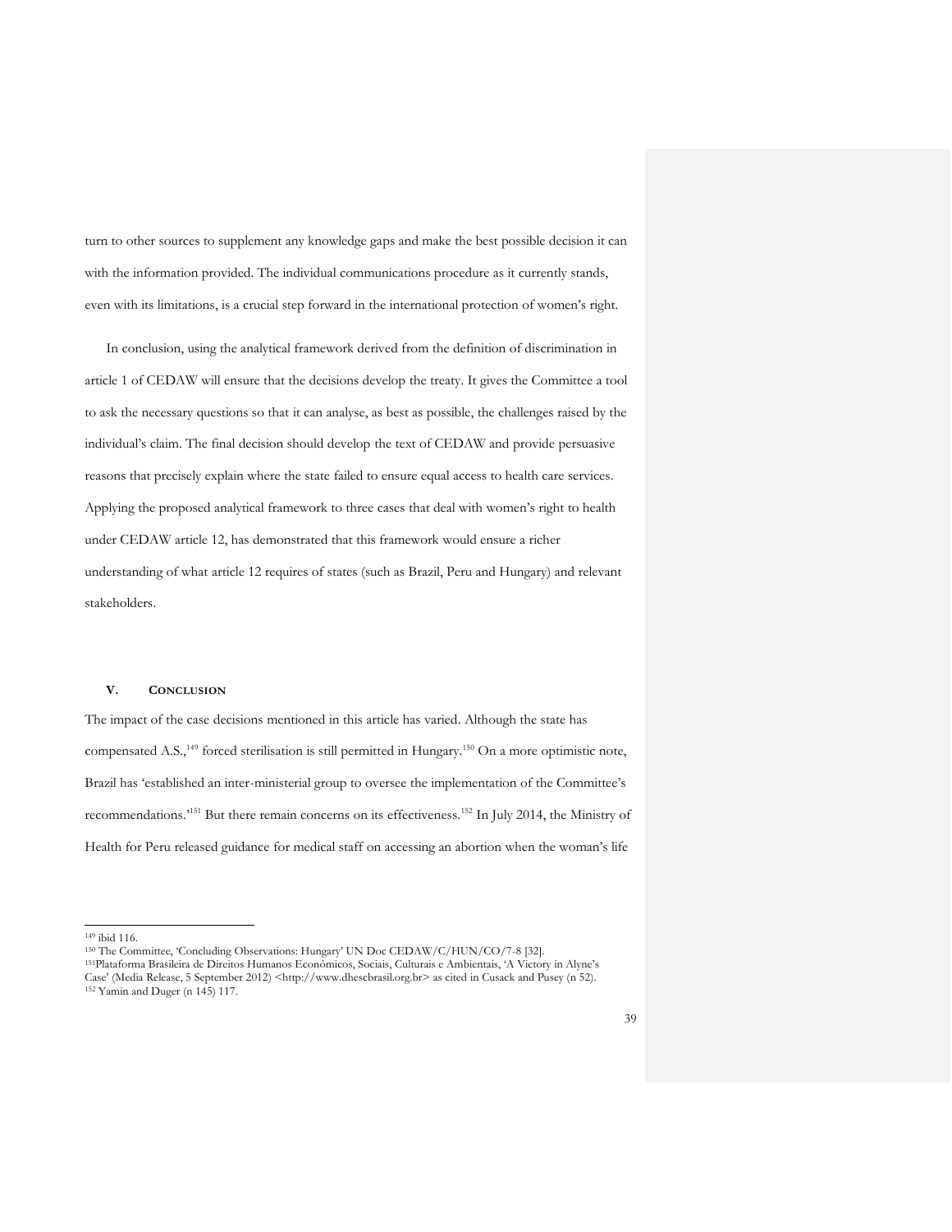turn to other sources to supplement any knowledge gaps and make the best possible decision it can with the information provided. The individual communications procedure as it currently stands, even with its limitations, is a crucial step forward in the international protection of women's right.

In conclusion, using the analytical framework derived from the definition of discrimination in article 1 of CEDAW will ensure that the decisions develop the treaty. It gives the Committee a tool to ask the necessary questions so that it can analyse, as best as possible, the challenges raised by the individual's claim. The final decision should develop the text of CEDAW and provide persuasive reasons that precisely explain where the state failed to ensure equal access to health care services. Applying the proposed analytical framework to three cases that deal with women's right to health under CEDAW article 12, has demonstrated that this framework would ensure a richer understanding of what article 12 requires of states (such as Brazil, Peru and Hungary) and relevant stakeholders.

## V. CONCLUSION

The impact of the case decisions mentioned in this article has varied. Although the state has compensated A.S.,[149] forced sterilisation is still permitted in Hungary.[150] On a more optimistic note, Brazil has 'established an inter-ministerial group to oversee the implementation of the Committee's recommendations.'[151] But there remain concerns on its effectiveness.[152] In July 2014, the Ministry of Health for Peru released guidance for medical staff on accessing an abortion when the woman's life

---

[149] ibid 116.

[150] The Committee, 'Concluding Observations: Hungary' UN Doc CEDAW/C/HUN/CO/7-8 [32].

[151] Plataforma Brasileira de Direitos Humanos Econômicos, Sociais, Culturais e Ambientais, 'A Victory in Alyne's Case' (Media Release, 5 September 2012) <http://www.dhescbrasil.org.br> as cited in Cusack and Pusey (n 52).

[152] Yamin and Duger (n 145) 117.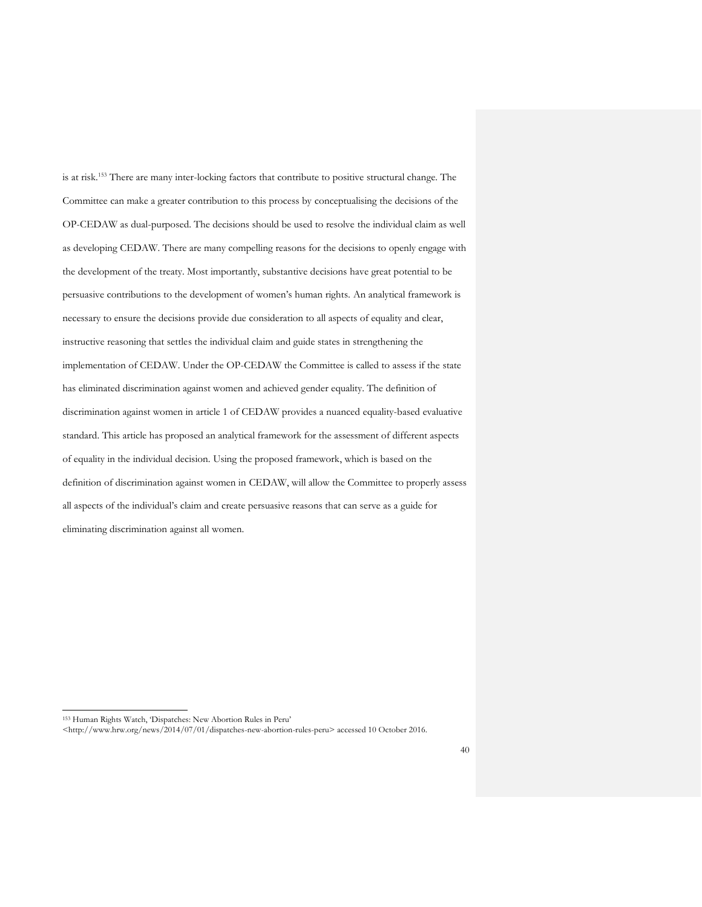is at risk.[153] There are many inter-locking factors that contribute to positive structural change. The Committee can make a greater contribution to this process by conceptualising the decisions of the OP-CEDAW as dual-purposed. The decisions should be used to resolve the individual claim as well as developing CEDAW. There are many compelling reasons for the decisions to openly engage with the development of the treaty. Most importantly, substantive decisions have great potential to be persuasive contributions to the development of women's human rights. An analytical framework is necessary to ensure the decisions provide due consideration to all aspects of equality and clear, instructive reasoning that settles the individual claim and guide states in strengthening the implementation of CEDAW. Under the OP-CEDAW the Committee is called to assess if the state has eliminated discrimination against women and achieved gender equality. The definition of discrimination against women in article 1 of CEDAW provides a nuanced equality-based evaluative standard. This article has proposed an analytical framework for the assessment of different aspects of equality in the individual decision. Using the proposed framework, which is based on the definition of discrimination against women in CEDAW, will allow the Committee to properly assess all aspects of the individual's claim and create persuasive reasons that can serve as a guide for eliminating discrimination against all women.

---

[153] Human Rights Watch, 'Dispatches: New Abortion Rules in Peru' <http://www.hrw.org/news/2014/07/01/dispatches-new-abortion-rules-peru> accessed 10 October 2016.